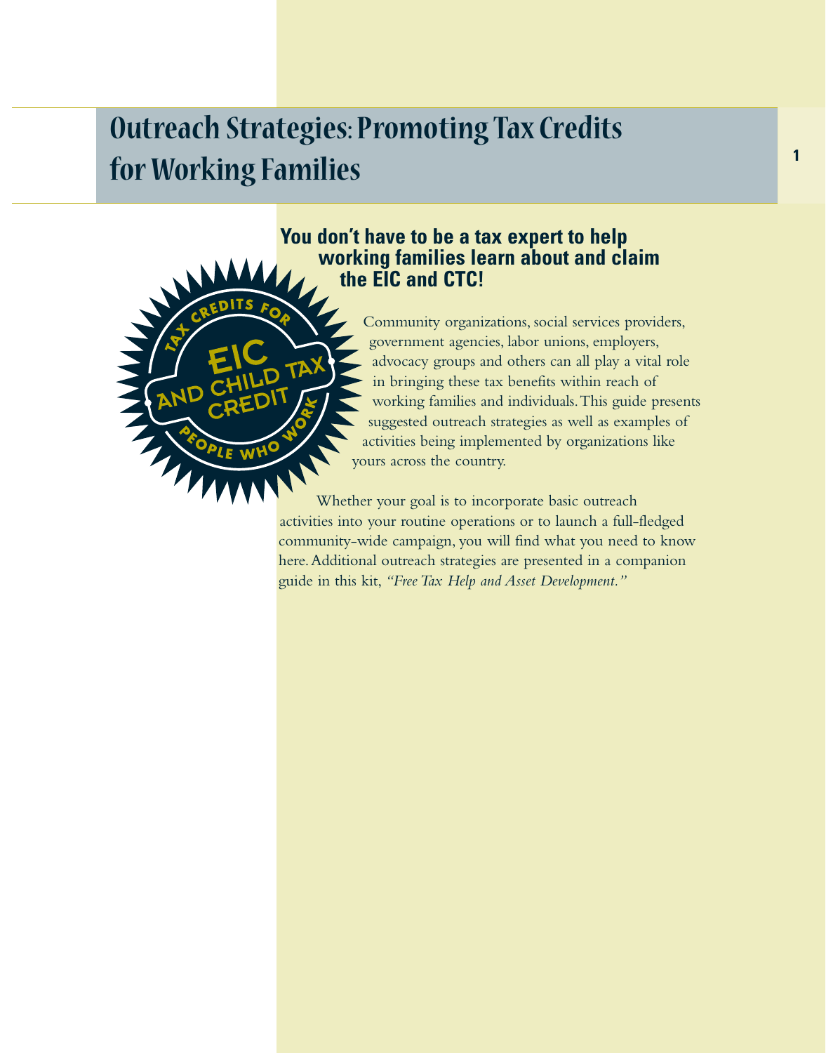# Outreach Strategies: Promoting Tax Credits for Working Families

TAX CREDITS FOR
EIC AND CHILD TAX CREDIT
PEOPLE WHO WORK

**You don't have to be a tax expert to help working families learn about and claim the EIC and CTC!**

Community organizations, social services providers, government agencies, labor unions, employers, advocacy groups and others can all play a vital role in bringing these tax benefits within reach of working families and individuals. This guide presents suggested outreach strategies as well as examples of activities being implemented by organizations like yours across the country.

Whether your goal is to incorporate basic outreach activities into your routine operations or to launch a full-fledged community-wide campaign, you will find what you need to know here. Additional outreach strategies are presented in a companion guide in this kit, *"Free Tax Help and Asset Development."*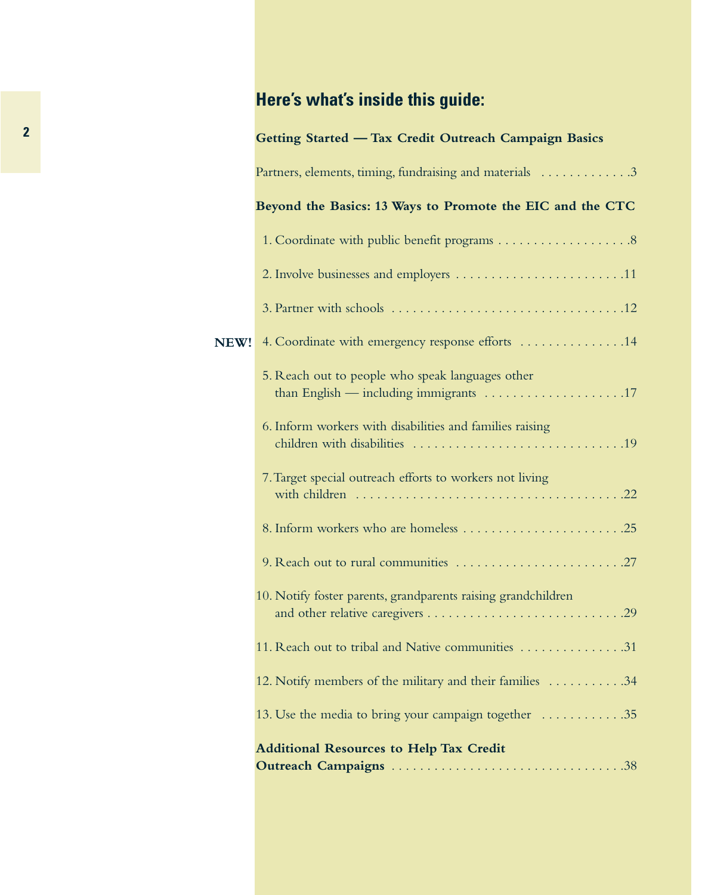## Here's what's inside this guide:

**Getting Started — Tax Credit Outreach Campaign Basics**

Partners, elements, timing, fundraising and materials . . . . . . . . . . . . .3

**Beyond the Basics: 13 Ways to Promote the EIC and the CTC**

1. Coordinate with public benefit programs . . . . . . . . . . . . . . . . . . .8
2. Involve businesses and employers . . . . . . . . . . . . . . . . . . . . . . . .11
3. Partner with schools . . . . . . . . . . . . . . . . . . . . . . . . . . . . . . . . .12
4. **NEW!** Coordinate with emergency response efforts . . . . . . . . . . . . . . .14
5. Reach out to people who speak languages other than English — including immigrants . . . . . . . . . . . . . . . . . . . .17
6. Inform workers with disabilities and families raising children with disabilities . . . . . . . . . . . . . . . . . . . . . . . . . . . . . .19
7. Target special outreach efforts to workers not living with children . . . . . . . . . . . . . . . . . . . . . . . . . . . . . . . . . . . . . .22
8. Inform workers who are homeless . . . . . . . . . . . . . . . . . . . . . . .25
9. Reach out to rural communities . . . . . . . . . . . . . . . . . . . . . . . .27
10. Notify foster parents, grandparents raising grandchildren and other relative caregivers . . . . . . . . . . . . . . . . . . . . . . . . . . . .29
11. Reach out to tribal and Native communities . . . . . . . . . . . . . . .31
12. Notify members of the military and their families . . . . . . . . . . .34
13. Use the media to bring your campaign together . . . . . . . . . . . .35

**Additional Resources to Help Tax Credit Outreach Campaigns** . . . . . . . . . . . . . . . . . . . . . . . . . . . . . . . . .38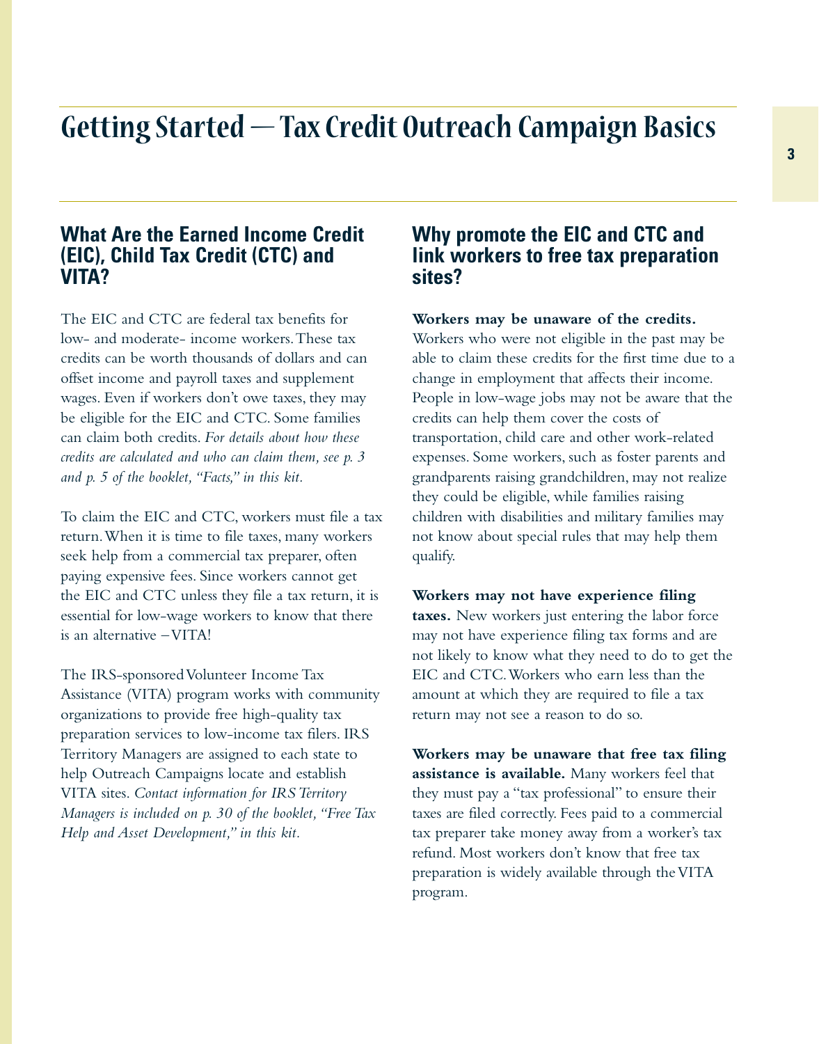# Getting Started — Tax Credit Outreach Campaign Basics

## What Are the Earned Income Credit (EIC), Child Tax Credit (CTC) and VITA?

The EIC and CTC are federal tax benefits for low- and moderate- income workers. These tax credits can be worth thousands of dollars and can offset income and payroll taxes and supplement wages. Even if workers don't owe taxes, they may be eligible for the EIC and CTC. Some families can claim both credits. *For details about how these credits are calculated and who can claim them, see p. 3 and p. 5 of the booklet, "Facts," in this kit.*

To claim the EIC and CTC, workers must file a tax return. When it is time to file taxes, many workers seek help from a commercial tax preparer, often paying expensive fees. Since workers cannot get the EIC and CTC unless they file a tax return, it is essential for low-wage workers to know that there is an alternative – VITA!

The IRS-sponsored Volunteer Income Tax Assistance (VITA) program works with community organizations to provide free high-quality tax preparation services to low-income tax filers. IRS Territory Managers are assigned to each state to help Outreach Campaigns locate and establish VITA sites. *Contact information for IRS Territory Managers is included on p. 30 of the booklet, "Free Tax Help and Asset Development," in this kit.*

## Why promote the EIC and CTC and link workers to free tax preparation sites?

**Workers may be unaware of the credits.** Workers who were not eligible in the past may be able to claim these credits for the first time due to a change in employment that affects their income. People in low-wage jobs may not be aware that the credits can help them cover the costs of transportation, child care and other work-related expenses. Some workers, such as foster parents and grandparents raising grandchildren, may not realize they could be eligible, while families raising children with disabilities and military families may not know about special rules that may help them qualify.

**Workers may not have experience filing taxes.** New workers just entering the labor force may not have experience filing tax forms and are not likely to know what they need to do to get the EIC and CTC. Workers who earn less than the amount at which they are required to file a tax return may not see a reason to do so.

**Workers may be unaware that free tax filing assistance is available.** Many workers feel that they must pay a "tax professional" to ensure their taxes are filed correctly. Fees paid to a commercial tax preparer take money away from a worker's tax refund. Most workers don't know that free tax preparation is widely available through the VITA program.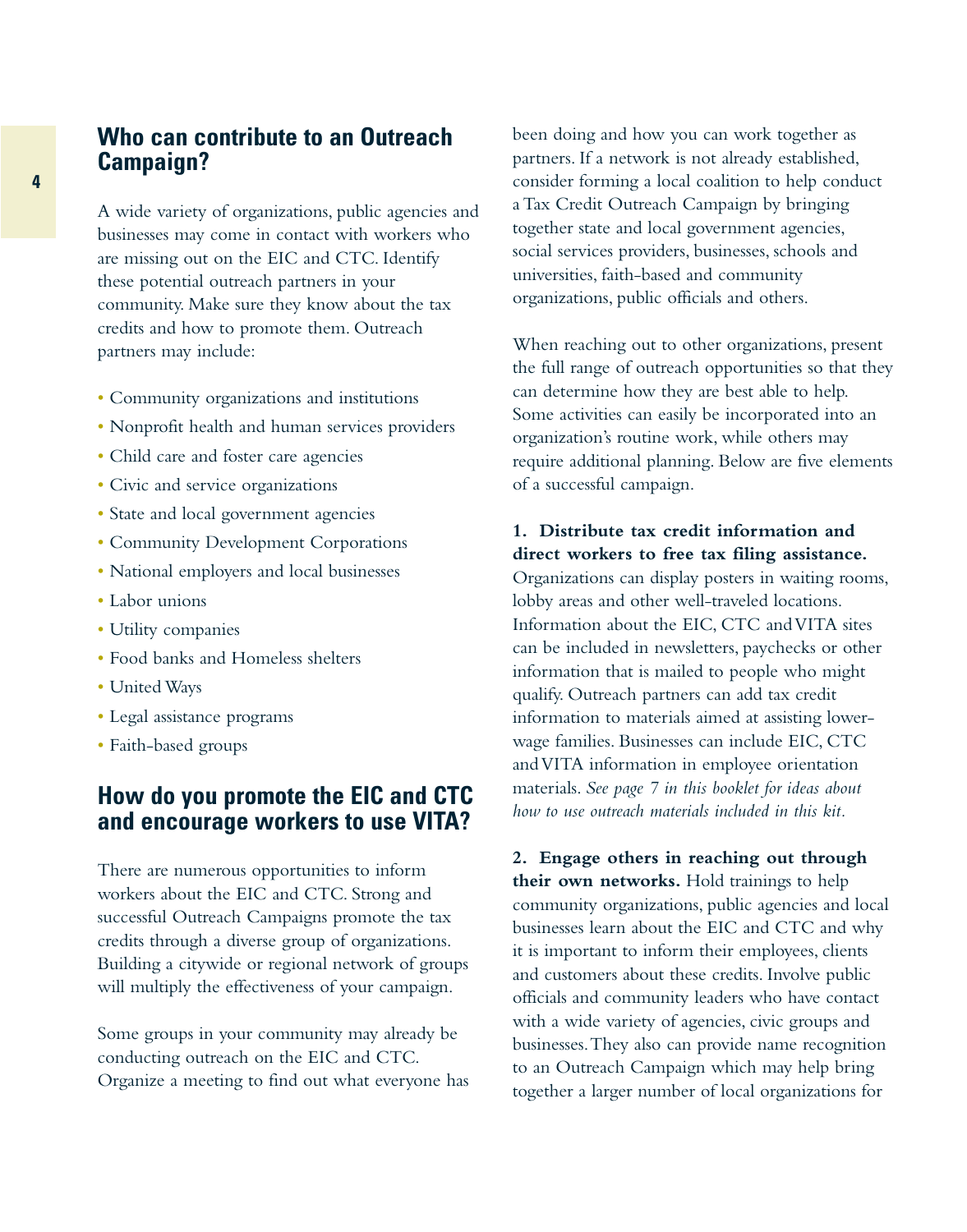## Who can contribute to an Outreach Campaign?

A wide variety of organizations, public agencies and businesses may come in contact with workers who are missing out on the EIC and CTC. Identify these potential outreach partners in your community. Make sure they know about the tax credits and how to promote them. Outreach partners may include:

- Community organizations and institutions
- Nonprofit health and human services providers
- Child care and foster care agencies
- Civic and service organizations
- State and local government agencies
- Community Development Corporations
- National employers and local businesses
- Labor unions
- Utility companies
- Food banks and Homeless shelters
- United Ways
- Legal assistance programs
- Faith-based groups

## How do you promote the EIC and CTC and encourage workers to use VITA?

There are numerous opportunities to inform workers about the EIC and CTC. Strong and successful Outreach Campaigns promote the tax credits through a diverse group of organizations. Building a citywide or regional network of groups will multiply the effectiveness of your campaign.

Some groups in your community may already be conducting outreach on the EIC and CTC. Organize a meeting to find out what everyone has been doing and how you can work together as partners. If a network is not already established, consider forming a local coalition to help conduct a Tax Credit Outreach Campaign by bringing together state and local government agencies, social services providers, businesses, schools and universities, faith-based and community organizations, public officials and others.

When reaching out to other organizations, present the full range of outreach opportunities so that they can determine how they are best able to help. Some activities can easily be incorporated into an organization's routine work, while others may require additional planning. Below are five elements of a successful campaign.

**1. Distribute tax credit information and direct workers to free tax filing assistance.** Organizations can display posters in waiting rooms, lobby areas and other well-traveled locations. Information about the EIC, CTC and VITA sites can be included in newsletters, paychecks or other information that is mailed to people who might qualify. Outreach partners can add tax credit information to materials aimed at assisting lower-wage families. Businesses can include EIC, CTC and VITA information in employee orientation materials. *See page 7 in this booklet for ideas about how to use outreach materials included in this kit.*

**2. Engage others in reaching out through their own networks.** Hold trainings to help community organizations, public agencies and local businesses learn about the EIC and CTC and why it is important to inform their employees, clients and customers about these credits. Involve public officials and community leaders who have contact with a wide variety of agencies, civic groups and businesses. They also can provide name recognition to an Outreach Campaign which may help bring together a larger number of local organizations for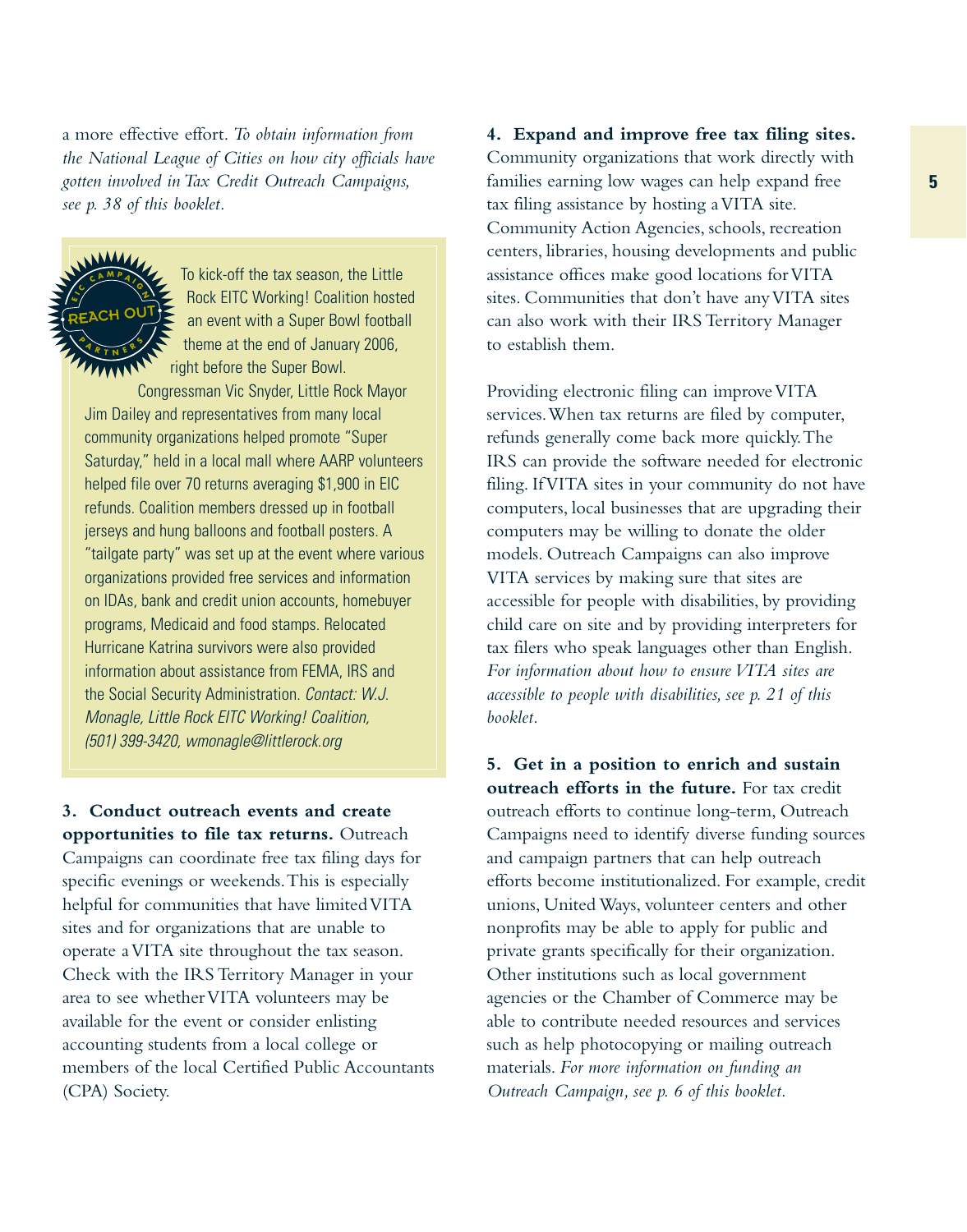a more effective effort. *To obtain information from the National League of Cities on how city officials have gotten involved in Tax Credit Outreach Campaigns, see p. 38 of this booklet.*

> EIC CAMPAIGN REACH OUT PARTNERS
>
> To kick-off the tax season, the Little Rock EITC Working! Coalition hosted an event with a Super Bowl football theme at the end of January 2006, right before the Super Bowl. Congressman Vic Snyder, Little Rock Mayor Jim Dailey and representatives from many local community organizations helped promote "Super Saturday," held in a local mall where AARP volunteers helped file over 70 returns averaging $1,900 in EIC refunds. Coalition members dressed up in football jerseys and hung balloons and football posters. A "tailgate party" was set up at the event where various organizations provided free services and information on IDAs, bank and credit union accounts, homebuyer programs, Medicaid and food stamps. Relocated Hurricane Katrina survivors were also provided information about assistance from FEMA, IRS and the Social Security Administration. *Contact: W.J. Monagle, Little Rock EITC Working! Coalition, (501) 399-3420, wmonagle@littlerock.org*

**3. Conduct outreach events and create opportunities to file tax returns.** Outreach Campaigns can coordinate free tax filing days for specific evenings or weekends. This is especially helpful for communities that have limited VITA sites and for organizations that are unable to operate a VITA site throughout the tax season. Check with the IRS Territory Manager in your area to see whether VITA volunteers may be available for the event or consider enlisting accounting students from a local college or members of the local Certified Public Accountants (CPA) Society.

**4. Expand and improve free tax filing sites.** Community organizations that work directly with families earning low wages can help expand free tax filing assistance by hosting a VITA site. Community Action Agencies, schools, recreation centers, libraries, housing developments and public assistance offices make good locations for VITA sites. Communities that don't have any VITA sites can also work with their IRS Territory Manager to establish them.

Providing electronic filing can improve VITA services. When tax returns are filed by computer, refunds generally come back more quickly. The IRS can provide the software needed for electronic filing. If VITA sites in your community do not have computers, local businesses that are upgrading their computers may be willing to donate the older models. Outreach Campaigns can also improve VITA services by making sure that sites are accessible for people with disabilities, by providing child care on site and by providing interpreters for tax filers who speak languages other than English. *For information about how to ensure VITA sites are accessible to people with disabilities, see p. 21 of this booklet.*

**5. Get in a position to enrich and sustain outreach efforts in the future.** For tax credit outreach efforts to continue long-term, Outreach Campaigns need to identify diverse funding sources and campaign partners that can help outreach efforts become institutionalized. For example, credit unions, United Ways, volunteer centers and other nonprofits may be able to apply for public and private grants specifically for their organization. Other institutions such as local government agencies or the Chamber of Commerce may be able to contribute needed resources and services such as help photocopying or mailing outreach materials. *For more information on funding an Outreach Campaign, see p. 6 of this booklet.*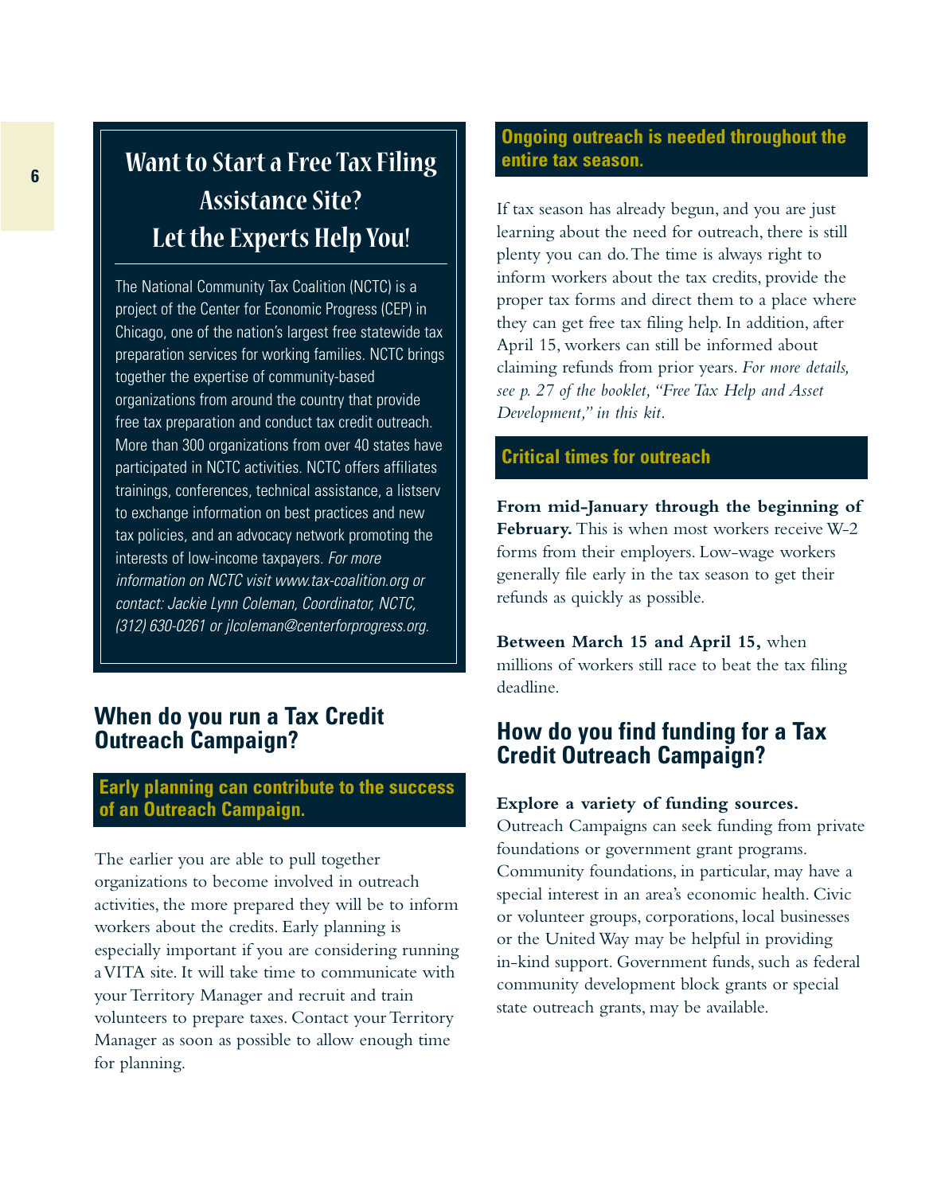## Want to Start a Free Tax Filing Assistance Site? Let the Experts Help You!

The National Community Tax Coalition (NCTC) is a project of the Center for Economic Progress (CEP) in Chicago, one of the nation's largest free statewide tax preparation services for working families. NCTC brings together the expertise of community-based organizations from around the country that provide free tax preparation and conduct tax credit outreach. More than 300 organizations from over 40 states have participated in NCTC activities. NCTC offers affiliates trainings, conferences, technical assistance, a listserv to exchange information on best practices and new tax policies, and an advocacy network promoting the interests of low-income taxpayers. *For more information on NCTC visit www.tax-coalition.org or contact: Jackie Lynn Coleman, Coordinator, NCTC, (312) 630-0261 or jlcoleman@centerforprogress.org.*

## When do you run a Tax Credit Outreach Campaign?

### Early planning can contribute to the success of an Outreach Campaign.

The earlier you are able to pull together organizations to become involved in outreach activities, the more prepared they will be to inform workers about the credits. Early planning is especially important if you are considering running a VITA site. It will take time to communicate with your Territory Manager and recruit and train volunteers to prepare taxes. Contact your Territory Manager as soon as possible to allow enough time for planning.

### Ongoing outreach is needed throughout the entire tax season.

If tax season has already begun, and you are just learning about the need for outreach, there is still plenty you can do. The time is always right to inform workers about the tax credits, provide the proper tax forms and direct them to a place where they can get free tax filing help. In addition, after April 15, workers can still be informed about claiming refunds from prior years. *For more details, see p. 27 of the booklet, "Free Tax Help and Asset Development," in this kit.*

### Critical times for outreach

**From mid-January through the beginning of February.** This is when most workers receive W-2 forms from their employers. Low-wage workers generally file early in the tax season to get their refunds as quickly as possible.

**Between March 15 and April 15,** when millions of workers still race to beat the tax filing deadline.

## How do you find funding for a Tax Credit Outreach Campaign?

**Explore a variety of funding sources.** Outreach Campaigns can seek funding from private foundations or government grant programs. Community foundations, in particular, may have a special interest in an area's economic health. Civic or volunteer groups, corporations, local businesses or the United Way may be helpful in providing in-kind support. Government funds, such as federal community development block grants or special state outreach grants, may be available.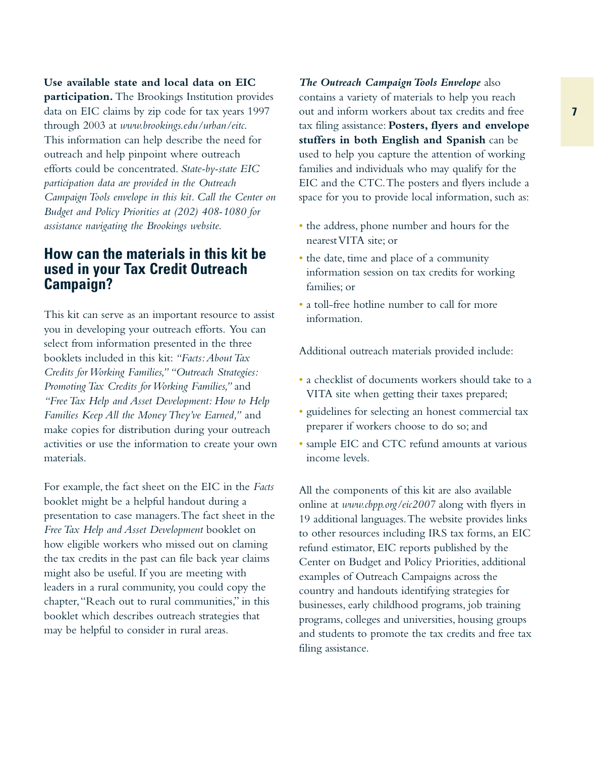**Use available state and local data on EIC participation.** The Brookings Institution provides data on EIC claims by zip code for tax years 1997 through 2003 at *www.brookings.edu/urban/eitc*. This information can help describe the need for outreach and help pinpoint where outreach efforts could be concentrated. *State-by-state EIC participation data are provided in the Outreach Campaign Tools envelope in this kit. Call the Center on Budget and Policy Priorities at (202) 408-1080 for assistance navigating the Brookings website.*

## How can the materials in this kit be used in your Tax Credit Outreach Campaign?

This kit can serve as an important resource to assist you in developing your outreach efforts. You can select from information presented in the three booklets included in this kit: *"Facts: About Tax Credits for Working Families," "Outreach Strategies: Promoting Tax Credits for Working Families,"* and *"Free Tax Help and Asset Development: How to Help Families Keep All the Money They've Earned,"* and make copies for distribution during your outreach activities or use the information to create your own materials.

For example, the fact sheet on the EIC in the *Facts* booklet might be a helpful handout during a presentation to case managers. The fact sheet in the *Free Tax Help and Asset Development* booklet on how eligible workers who missed out on claming the tax credits in the past can file back year claims might also be useful. If you are meeting with leaders in a rural community, you could copy the chapter, "Reach out to rural communities," in this booklet which describes outreach strategies that may be helpful to consider in rural areas.

***The Outreach Campaign Tools Envelope*** also contains a variety of materials to help you reach out and inform workers about tax credits and free tax filing assistance: **Posters, flyers and envelope stuffers in both English and Spanish** can be used to help you capture the attention of working families and individuals who may qualify for the EIC and the CTC. The posters and flyers include a space for you to provide local information, such as:

- the address, phone number and hours for the nearest VITA site; or
- the date, time and place of a community information session on tax credits for working families; or
- a toll-free hotline number to call for more information.

Additional outreach materials provided include:

- a checklist of documents workers should take to a VITA site when getting their taxes prepared;
- guidelines for selecting an honest commercial tax preparer if workers choose to do so; and
- sample EIC and CTC refund amounts at various income levels.

All the components of this kit are also available online at *www.cbpp.org/eic2007* along with flyers in 19 additional languages. The website provides links to other resources including IRS tax forms, an EIC refund estimator, EIC reports published by the Center on Budget and Policy Priorities, additional examples of Outreach Campaigns across the country and handouts identifying strategies for businesses, early childhood programs, job training programs, colleges and universities, housing groups and students to promote the tax credits and free tax filing assistance.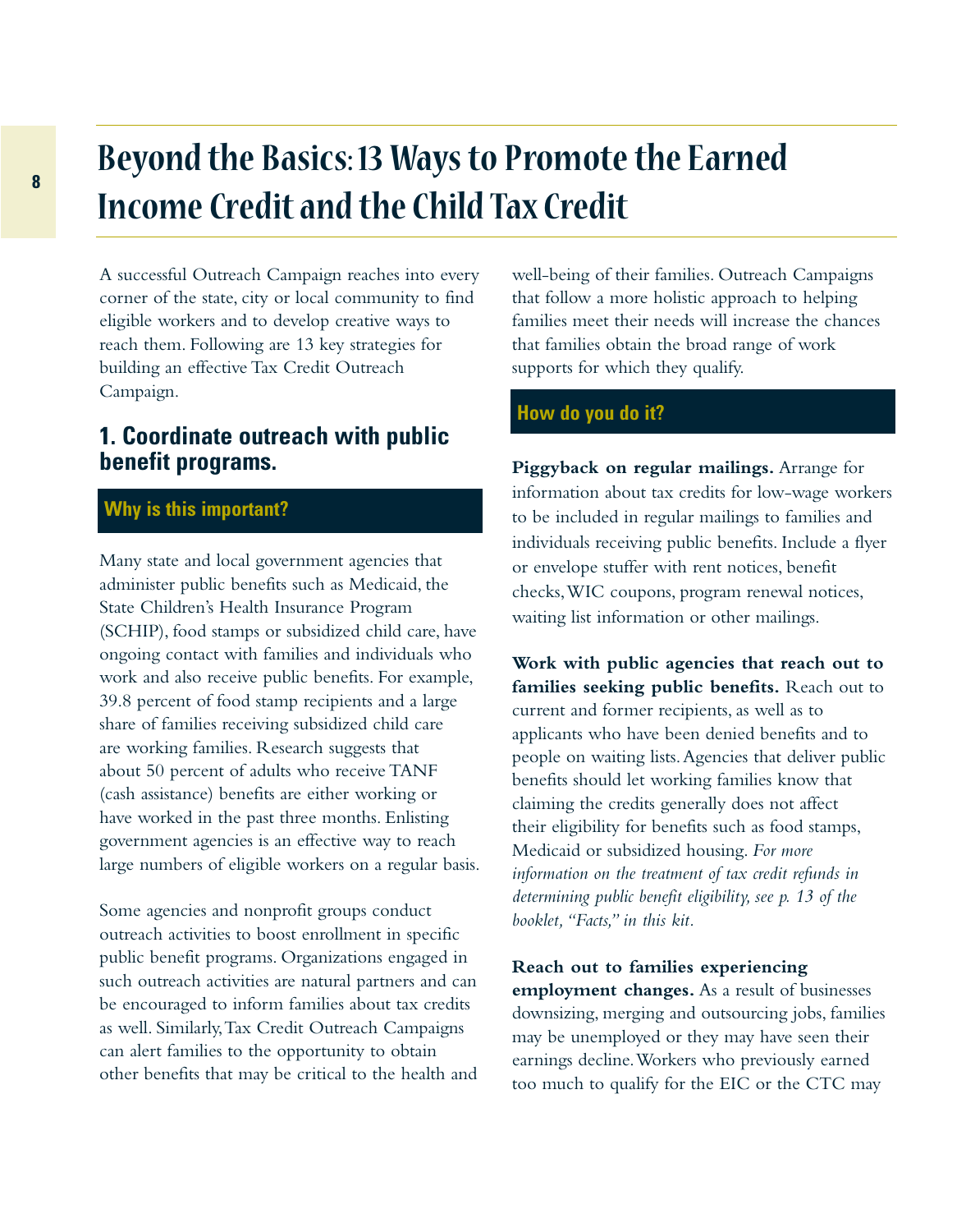# Beyond the Basics: 13 Ways to Promote the Earned Income Credit and the Child Tax Credit

A successful Outreach Campaign reaches into every corner of the state, city or local community to find eligible workers and to develop creative ways to reach them. Following are 13 key strategies for building an effective Tax Credit Outreach Campaign.

## 1. Coordinate outreach with public benefit programs.

### Why is this important?

Many state and local government agencies that administer public benefits such as Medicaid, the State Children's Health Insurance Program (SCHIP), food stamps or subsidized child care, have ongoing contact with families and individuals who work and also receive public benefits. For example, 39.8 percent of food stamp recipients and a large share of families receiving subsidized child care are working families. Research suggests that about 50 percent of adults who receive TANF (cash assistance) benefits are either working or have worked in the past three months. Enlisting government agencies is an effective way to reach large numbers of eligible workers on a regular basis.

Some agencies and nonprofit groups conduct outreach activities to boost enrollment in specific public benefit programs. Organizations engaged in such outreach activities are natural partners and can be encouraged to inform families about tax credits as well. Similarly, Tax Credit Outreach Campaigns can alert families to the opportunity to obtain other benefits that may be critical to the health and well-being of their families. Outreach Campaigns that follow a more holistic approach to helping families meet their needs will increase the chances that families obtain the broad range of work supports for which they qualify.

### How do you do it?

**Piggyback on regular mailings.** Arrange for information about tax credits for low-wage workers to be included in regular mailings to families and individuals receiving public benefits. Include a flyer or envelope stuffer with rent notices, benefit checks, WIC coupons, program renewal notices, waiting list information or other mailings.

**Work with public agencies that reach out to families seeking public benefits.** Reach out to current and former recipients, as well as to applicants who have been denied benefits and to people on waiting lists. Agencies that deliver public benefits should let working families know that claiming the credits generally does not affect their eligibility for benefits such as food stamps, Medicaid or subsidized housing. *For more information on the treatment of tax credit refunds in determining public benefit eligibility, see p. 13 of the booklet, "Facts," in this kit.*

**Reach out to families experiencing employment changes.** As a result of businesses downsizing, merging and outsourcing jobs, families may be unemployed or they may have seen their earnings decline. Workers who previously earned too much to qualify for the EIC or the CTC may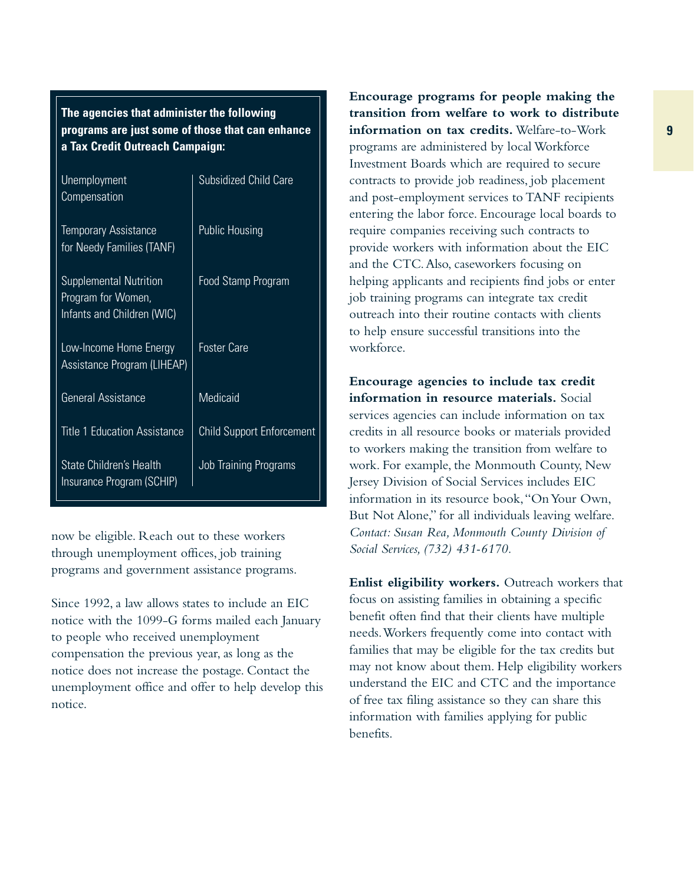**The agencies that administer the following programs are just some of those that can enhance a Tax Credit Outreach Campaign:**

| | |
|---|---|
| Unemployment Compensation | Subsidized Child Care |
| Temporary Assistance for Needy Families (TANF) | Public Housing |
| Supplemental Nutrition Program for Women, Infants and Children (WIC) | Food Stamp Program |
| Low-Income Home Energy Assistance Program (LIHEAP) | Foster Care |
| General Assistance | Medicaid |
| Title 1 Education Assistance | Child Support Enforcement |
| State Children's Health Insurance Program (SCHIP) | Job Training Programs |

now be eligible. Reach out to these workers through unemployment offices, job training programs and government assistance programs.

Since 1992, a law allows states to include an EIC notice with the 1099-G forms mailed each January to people who received unemployment compensation the previous year, as long as the notice does not increase the postage. Contact the unemployment office and offer to help develop this notice.

**Encourage programs for people making the transition from welfare to work to distribute information on tax credits.** Welfare-to-Work programs are administered by local Workforce Investment Boards which are required to secure contracts to provide job readiness, job placement and post-employment services to TANF recipients entering the labor force. Encourage local boards to require companies receiving such contracts to provide workers with information about the EIC and the CTC. Also, caseworkers focusing on helping applicants and recipients find jobs or enter job training programs can integrate tax credit outreach into their routine contacts with clients to help ensure successful transitions into the workforce.

**Encourage agencies to include tax credit information in resource materials.** Social services agencies can include information on tax credits in all resource books or materials provided to workers making the transition from welfare to work. For example, the Monmouth County, New Jersey Division of Social Services includes EIC information in its resource book, "On Your Own, But Not Alone," for all individuals leaving welfare. *Contact: Susan Rea, Monmouth County Division of Social Services, (732) 431-6170.*

**Enlist eligibility workers.** Outreach workers that focus on assisting families in obtaining a specific benefit often find that their clients have multiple needs. Workers frequently come into contact with families that may be eligible for the tax credits but may not know about them. Help eligibility workers understand the EIC and CTC and the importance of free tax filing assistance so they can share this information with families applying for public benefits.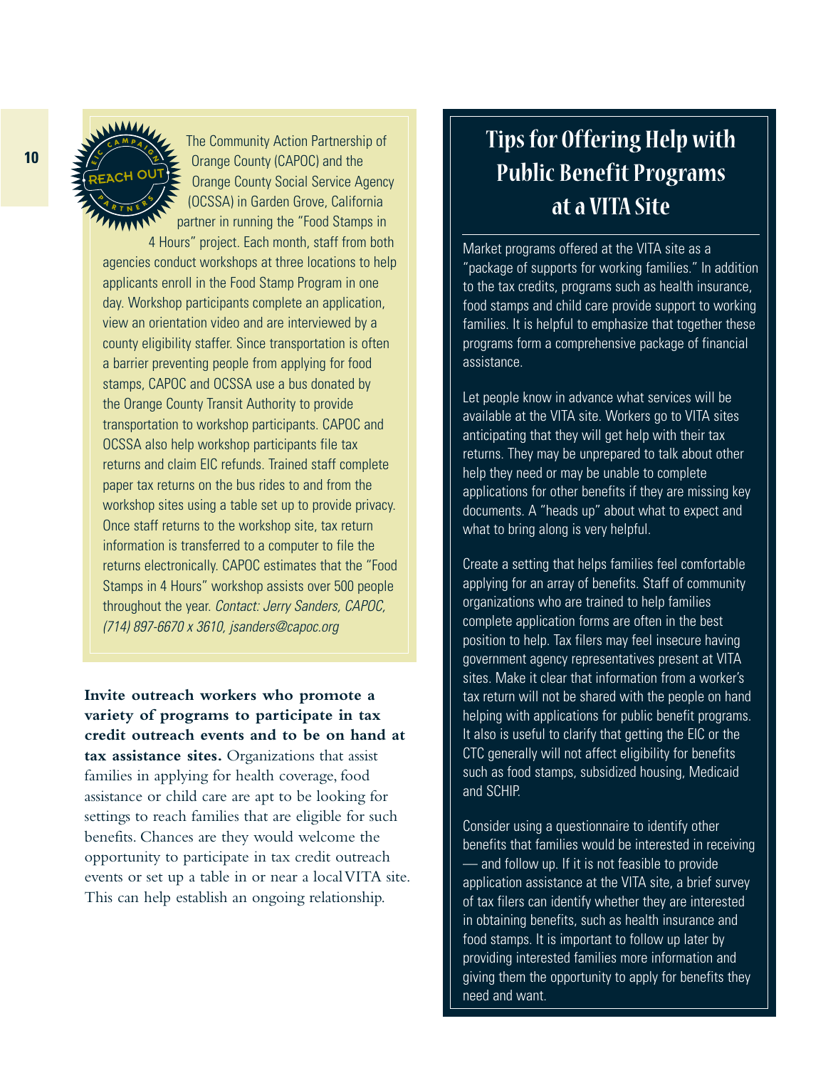The Community Action Partnership of Orange County (CAPOC) and the Orange County Social Service Agency (OCSSA) in Garden Grove, California partner in running the "Food Stamps in 4 Hours" project. Each month, staff from both agencies conduct workshops at three locations to help applicants enroll in the Food Stamp Program in one day. Workshop participants complete an application, view an orientation video and are interviewed by a county eligibility staffer. Since transportation is often a barrier preventing people from applying for food stamps, CAPOC and OCSSA use a bus donated by the Orange County Transit Authority to provide transportation to workshop participants. CAPOC and OCSSA also help workshop participants file tax returns and claim EIC refunds. Trained staff complete paper tax returns on the bus rides to and from the workshop sites using a table set up to provide privacy. Once staff returns to the workshop site, tax return information is transferred to a computer to file the returns electronically. CAPOC estimates that the "Food Stamps in 4 Hours" workshop assists over 500 people throughout the year. *Contact: Jerry Sanders, CAPOC, (714) 897-6670 x 3610, jsanders@capoc.org*

**Invite outreach workers who promote a variety of programs to participate in tax credit outreach events and to be on hand at tax assistance sites.** Organizations that assist families in applying for health coverage, food assistance or child care are apt to be looking for settings to reach families that are eligible for such benefits. Chances are they would welcome the opportunity to participate in tax credit outreach events or set up a table in or near a local VITA site. This can help establish an ongoing relationship.

## Tips for Offering Help with Public Benefit Programs at a VITA Site

Market programs offered at the VITA site as a "package of supports for working families." In addition to the tax credits, programs such as health insurance, food stamps and child care provide support to working families. It is helpful to emphasize that together these programs form a comprehensive package of financial assistance.

Let people know in advance what services will be available at the VITA site. Workers go to VITA sites anticipating that they will get help with their tax returns. They may be unprepared to talk about other help they need or may be unable to complete applications for other benefits if they are missing key documents. A "heads up" about what to expect and what to bring along is very helpful.

Create a setting that helps families feel comfortable applying for an array of benefits. Staff of community organizations who are trained to help families complete application forms are often in the best position to help. Tax filers may feel insecure having government agency representatives present at VITA sites. Make it clear that information from a worker's tax return will not be shared with the people on hand helping with applications for public benefit programs. It also is useful to clarify that getting the EIC or the CTC generally will not affect eligibility for benefits such as food stamps, subsidized housing, Medicaid and SCHIP.

Consider using a questionnaire to identify other benefits that families would be interested in receiving — and follow up. If it is not feasible to provide application assistance at the VITA site, a brief survey of tax filers can identify whether they are interested in obtaining benefits, such as health insurance and food stamps. It is important to follow up later by providing interested families more information and giving them the opportunity to apply for benefits they need and want.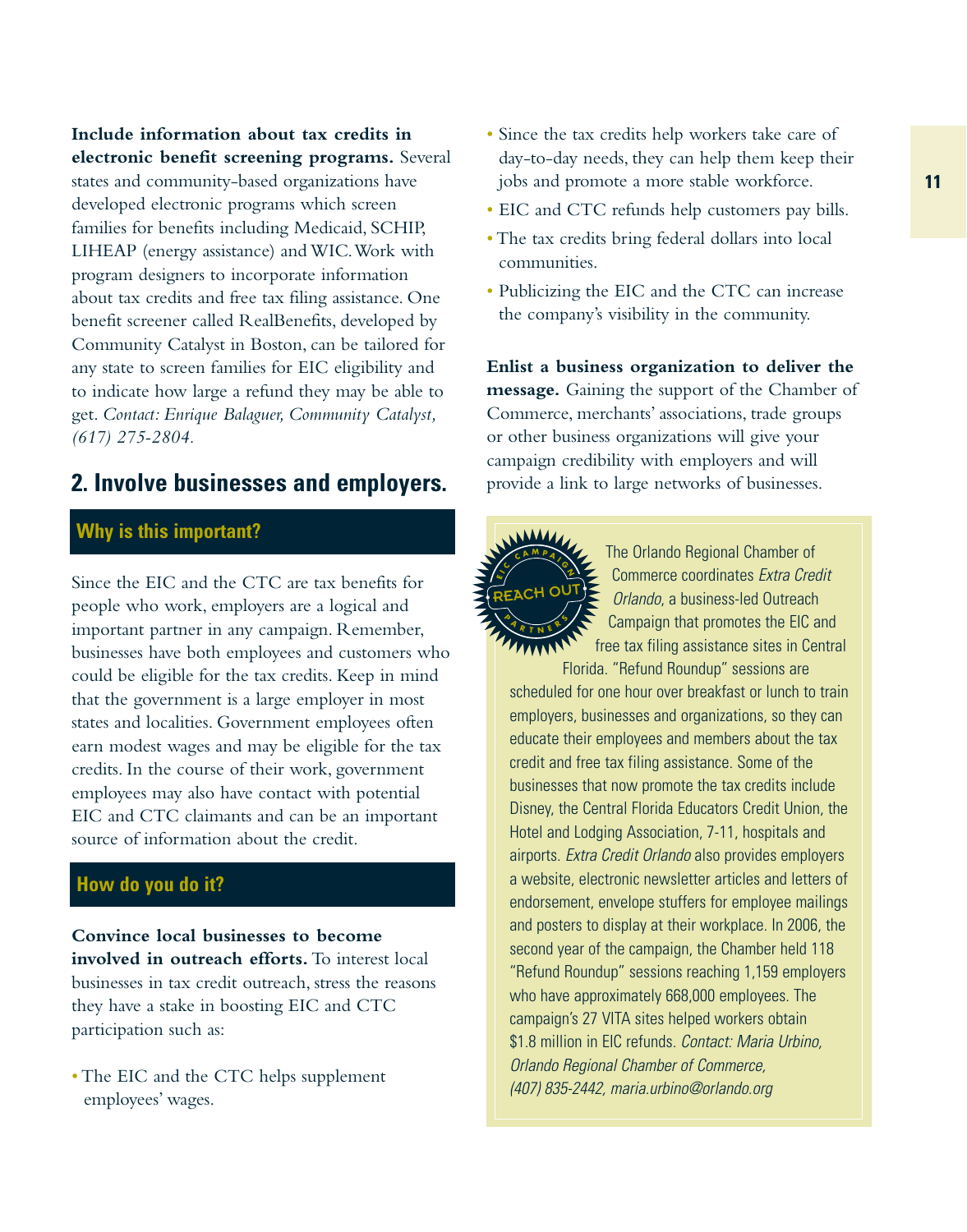**Include information about tax credits in electronic benefit screening programs.** Several states and community-based organizations have developed electronic programs which screen families for benefits including Medicaid, SCHIP, LIHEAP (energy assistance) and WIC. Work with program designers to incorporate information about tax credits and free tax filing assistance. One benefit screener called RealBenefits, developed by Community Catalyst in Boston, can be tailored for any state to screen families for EIC eligibility and to indicate how large a refund they may be able to get. *Contact: Enrique Balaguer, Community Catalyst, (617) 275-2804.*

## 2. Involve businesses and employers.

### Why is this important?

Since the EIC and the CTC are tax benefits for people who work, employers are a logical and important partner in any campaign. Remember, businesses have both employees and customers who could be eligible for the tax credits. Keep in mind that the government is a large employer in most states and localities. Government employees often earn modest wages and may be eligible for the tax credits. In the course of their work, government employees may also have contact with potential EIC and CTC claimants and can be an important source of information about the credit.

### How do you do it?

**Convince local businesses to become involved in outreach efforts.** To interest local businesses in tax credit outreach, stress the reasons they have a stake in boosting EIC and CTC participation such as:

- The EIC and the CTC helps supplement employees' wages.
- Since the tax credits help workers take care of day-to-day needs, they can help them keep their jobs and promote a more stable workforce.
- EIC and CTC refunds help customers pay bills.
- The tax credits bring federal dollars into local communities.
- Publicizing the EIC and the CTC can increase the company's visibility in the community.

**Enlist a business organization to deliver the message.** Gaining the support of the Chamber of Commerce, merchants' associations, trade groups or other business organizations will give your campaign credibility with employers and will provide a link to large networks of businesses.

EIC CAMPAIGN REACH OUT PARTNERS

The Orlando Regional Chamber of Commerce coordinates *Extra Credit Orlando*, a business-led Outreach Campaign that promotes the EIC and free tax filing assistance sites in Central Florida. "Refund Roundup" sessions are scheduled for one hour over breakfast or lunch to train employers, businesses and organizations, so they can educate their employees and members about the tax credit and free tax filing assistance. Some of the businesses that now promote the tax credits include Disney, the Central Florida Educators Credit Union, the Hotel and Lodging Association, 7-11, hospitals and airports. *Extra Credit Orlando* also provides employers a website, electronic newsletter articles and letters of endorsement, envelope stuffers for employee mailings and posters to display at their workplace. In 2006, the second year of the campaign, the Chamber held 118 "Refund Roundup" sessions reaching 1,159 employers who have approximately 668,000 employees. The campaign's 27 VITA sites helped workers obtain $1.8 million in EIC refunds. *Contact: Maria Urbino, Orlando Regional Chamber of Commerce, (407) 835-2442, maria.urbino@orlando.org*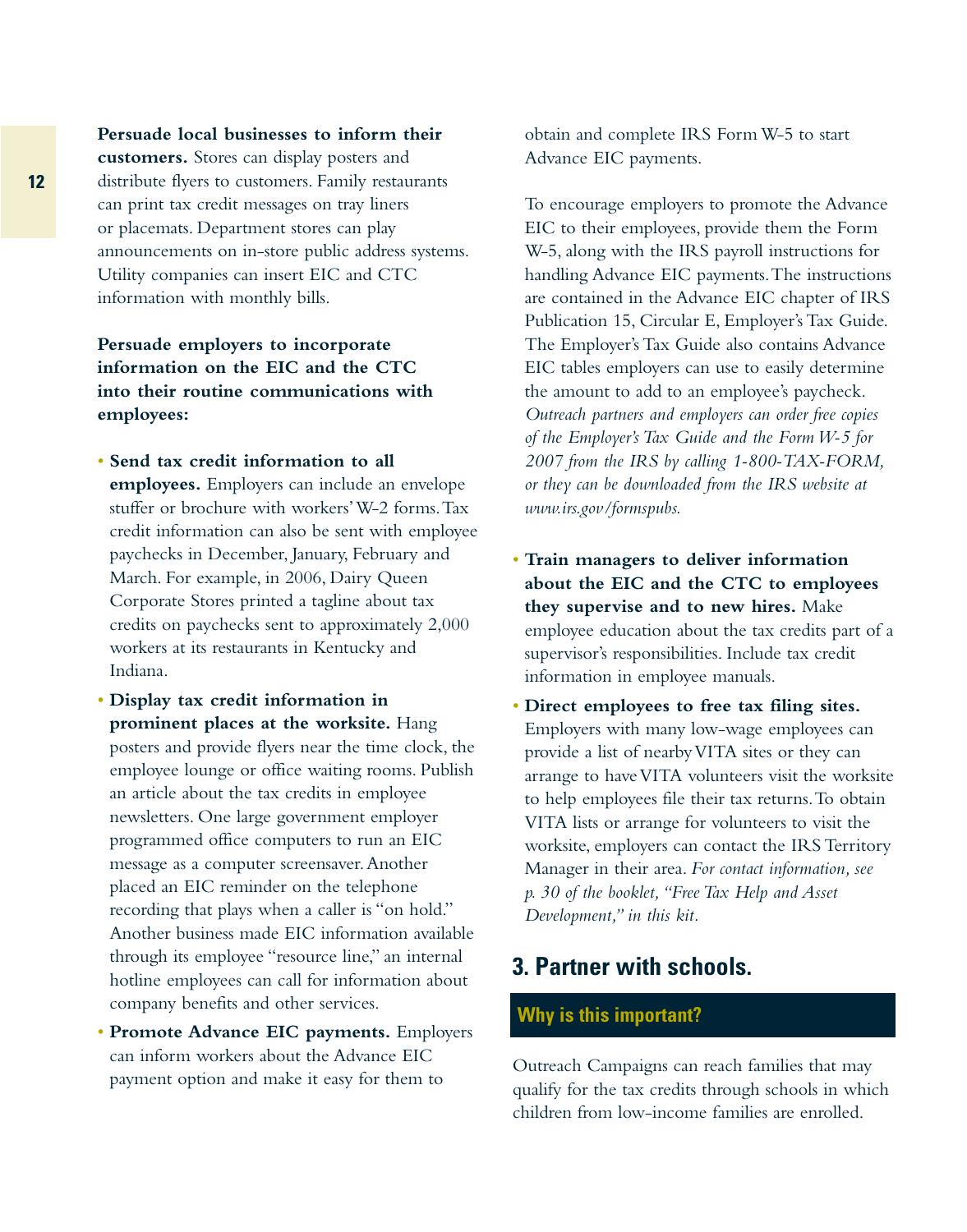**Persuade local businesses to inform their customers.** Stores can display posters and distribute flyers to customers. Family restaurants can print tax credit messages on tray liners or placemats. Department stores can play announcements on in-store public address systems. Utility companies can insert EIC and CTC information with monthly bills.

**Persuade employers to incorporate information on the EIC and the CTC into their routine communications with employees:**

- **Send tax credit information to all employees.** Employers can include an envelope stuffer or brochure with workers' W-2 forms. Tax credit information can also be sent with employee paychecks in December, January, February and March. For example, in 2006, Dairy Queen Corporate Stores printed a tagline about tax credits on paychecks sent to approximately 2,000 workers at its restaurants in Kentucky and Indiana.
- **Display tax credit information in prominent places at the worksite.** Hang posters and provide flyers near the time clock, the employee lounge or office waiting rooms. Publish an article about the tax credits in employee newsletters. One large government employer programmed office computers to run an EIC message as a computer screensaver. Another placed an EIC reminder on the telephone recording that plays when a caller is "on hold." Another business made EIC information available through its employee "resource line," an internal hotline employees can call for information about company benefits and other services.
- **Promote Advance EIC payments.** Employers can inform workers about the Advance EIC payment option and make it easy for them to obtain and complete IRS Form W-5 to start Advance EIC payments.

  To encourage employers to promote the Advance EIC to their employees, provide them the Form W-5, along with the IRS payroll instructions for handling Advance EIC payments. The instructions are contained in the Advance EIC chapter of IRS Publication 15, Circular E, Employer's Tax Guide. The Employer's Tax Guide also contains Advance EIC tables employers can use to easily determine the amount to add to an employee's paycheck. *Outreach partners and employers can order free copies of the Employer's Tax Guide and the Form W-5 for 2007 from the IRS by calling 1-800-TAX-FORM, or they can be downloaded from the IRS website at www.irs.gov/formspubs.*
- **Train managers to deliver information about the EIC and the CTC to employees they supervise and to new hires.** Make employee education about the tax credits part of a supervisor's responsibilities. Include tax credit information in employee manuals.
- **Direct employees to free tax filing sites.** Employers with many low-wage employees can provide a list of nearby VITA sites or they can arrange to have VITA volunteers visit the worksite to help employees file their tax returns. To obtain VITA lists or arrange for volunteers to visit the worksite, employers can contact the IRS Territory Manager in their area. *For contact information, see p. 30 of the booklet, "Free Tax Help and Asset Development," in this kit.*

## 3. Partner with schools.

### Why is this important?

Outreach Campaigns can reach families that may qualify for the tax credits through schools in which children from low-income families are enrolled.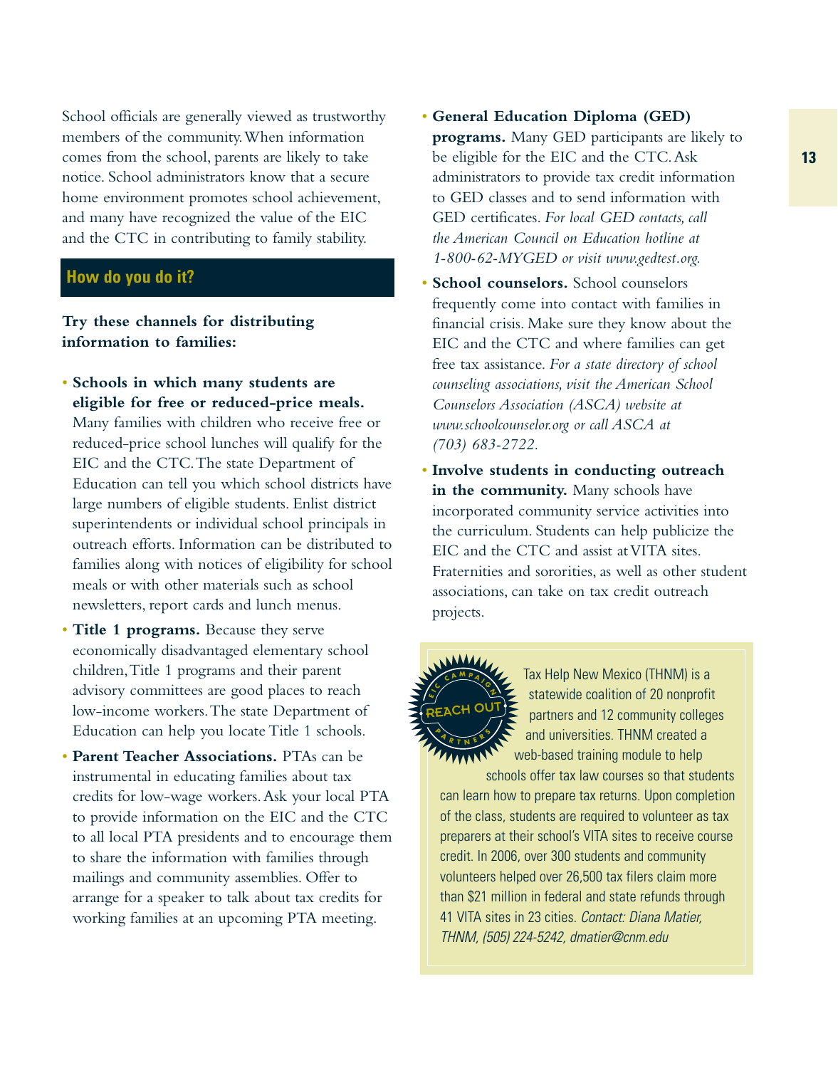School officials are generally viewed as trustworthy members of the community. When information comes from the school, parents are likely to take notice. School administrators know that a secure home environment promotes school achievement, and many have recognized the value of the EIC and the CTC in contributing to family stability.

## How do you do it?

**Try these channels for distributing information to families:**

- **Schools in which many students are eligible for free or reduced-price meals.** Many families with children who receive free or reduced-price school lunches will qualify for the EIC and the CTC. The state Department of Education can tell you which school districts have large numbers of eligible students. Enlist district superintendents or individual school principals in outreach efforts. Information can be distributed to families along with notices of eligibility for school meals or with other materials such as school newsletters, report cards and lunch menus.
- **Title 1 programs.** Because they serve economically disadvantaged elementary school children, Title 1 programs and their parent advisory committees are good places to reach low-income workers. The state Department of Education can help you locate Title 1 schools.
- **Parent Teacher Associations.** PTAs can be instrumental in educating families about tax credits for low-wage workers. Ask your local PTA to provide information on the EIC and the CTC to all local PTA presidents and to encourage them to share the information with families through mailings and community assemblies. Offer to arrange for a speaker to talk about tax credits for working families at an upcoming PTA meeting.
- **General Education Diploma (GED) programs.** Many GED participants are likely to be eligible for the EIC and the CTC. Ask administrators to provide tax credit information to GED classes and to send information with GED certificates. *For local GED contacts, call the American Council on Education hotline at 1-800-62-MYGED or visit www.gedtest.org.*
- **School counselors.** School counselors frequently come into contact with families in financial crisis. Make sure they know about the EIC and the CTC and where families can get free tax assistance. *For a state directory of school counseling associations, visit the American School Counselors Association (ASCA) website at www.schoolcounselor.org or call ASCA at (703) 683-2722.*
- **Involve students in conducting outreach in the community.** Many schools have incorporated community service activities into the curriculum. Students can help publicize the EIC and the CTC and assist at VITA sites. Fraternities and sororities, as well as other student associations, can take on tax credit outreach projects.

EIC CAMPAIGN REACH OUT PARTNERS

Tax Help New Mexico (THNM) is a statewide coalition of 20 nonprofit partners and 12 community colleges and universities. THNM created a web-based training module to help schools offer tax law courses so that students can learn how to prepare tax returns. Upon completion of the class, students are required to volunteer as tax preparers at their school's VITA sites to receive course credit. In 2006, over 300 students and community volunteers helped over 26,500 tax filers claim more than $21 million in federal and state refunds through 41 VITA sites in 23 cities. *Contact: Diana Matier, THNM, (505) 224-5242, dmatier@cnm.edu*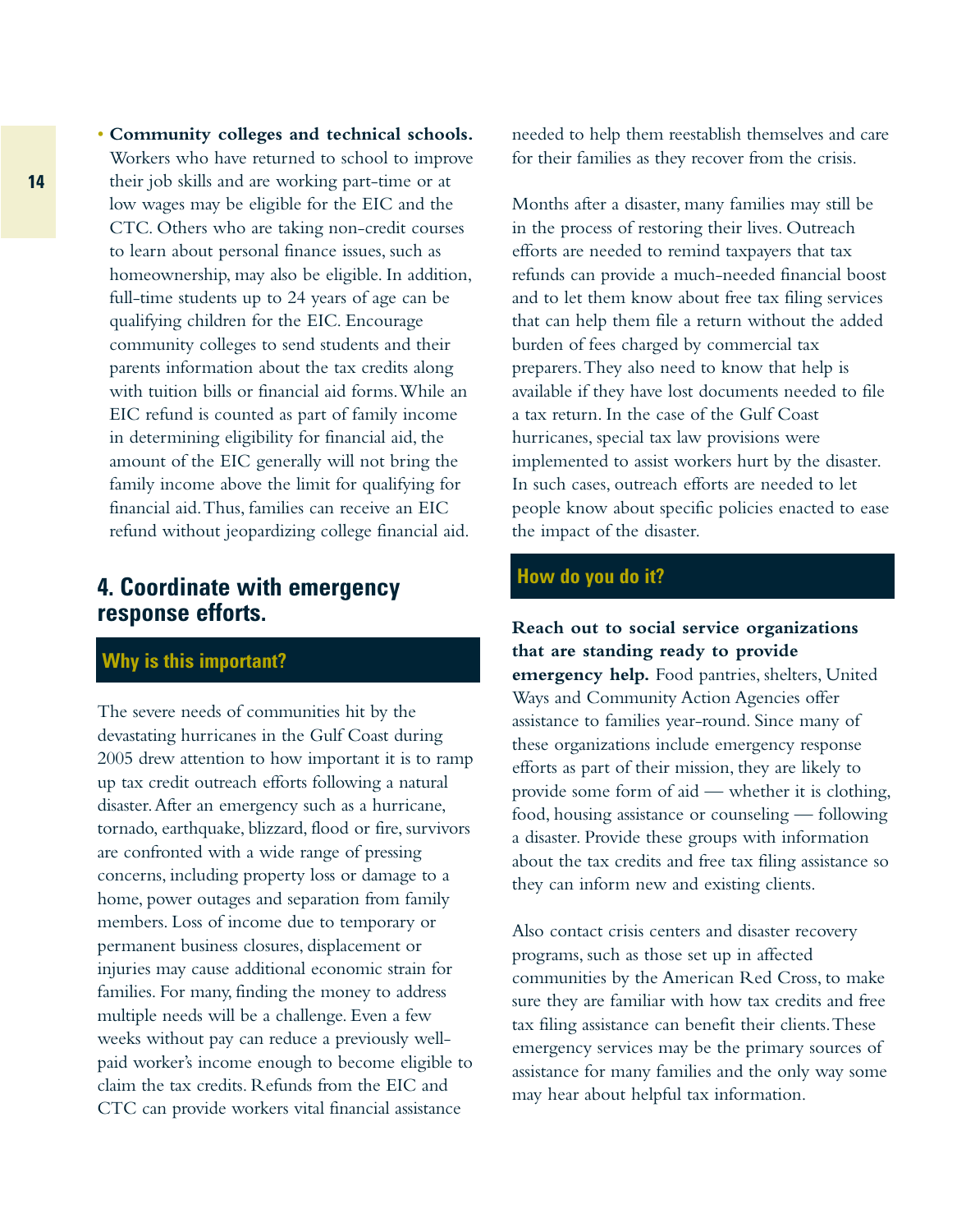- **Community colleges and technical schools.** Workers who have returned to school to improve their job skills and are working part-time or at low wages may be eligible for the EIC and the CTC. Others who are taking non-credit courses to learn about personal finance issues, such as homeownership, may also be eligible. In addition, full-time students up to 24 years of age can be qualifying children for the EIC. Encourage community colleges to send students and their parents information about the tax credits along with tuition bills or financial aid forms. While an EIC refund is counted as part of family income in determining eligibility for financial aid, the amount of the EIC generally will not bring the family income above the limit for qualifying for financial aid. Thus, families can receive an EIC refund without jeopardizing college financial aid.

## 4. Coordinate with emergency response efforts.

### Why is this important?

The severe needs of communities hit by the devastating hurricanes in the Gulf Coast during 2005 drew attention to how important it is to ramp up tax credit outreach efforts following a natural disaster. After an emergency such as a hurricane, tornado, earthquake, blizzard, flood or fire, survivors are confronted with a wide range of pressing concerns, including property loss or damage to a home, power outages and separation from family members. Loss of income due to temporary or permanent business closures, displacement or injuries may cause additional economic strain for families. For many, finding the money to address multiple needs will be a challenge. Even a few weeks without pay can reduce a previously well-paid worker's income enough to become eligible to claim the tax credits. Refunds from the EIC and CTC can provide workers vital financial assistance needed to help them reestablish themselves and care for their families as they recover from the crisis.

Months after a disaster, many families may still be in the process of restoring their lives. Outreach efforts are needed to remind taxpayers that tax refunds can provide a much-needed financial boost and to let them know about free tax filing services that can help them file a return without the added burden of fees charged by commercial tax preparers. They also need to know that help is available if they have lost documents needed to file a tax return. In the case of the Gulf Coast hurricanes, special tax law provisions were implemented to assist workers hurt by the disaster. In such cases, outreach efforts are needed to let people know about specific policies enacted to ease the impact of the disaster.

### How do you do it?

**Reach out to social service organizations that are standing ready to provide emergency help.** Food pantries, shelters, United Ways and Community Action Agencies offer assistance to families year-round. Since many of these organizations include emergency response efforts as part of their mission, they are likely to provide some form of aid — whether it is clothing, food, housing assistance or counseling — following a disaster. Provide these groups with information about the tax credits and free tax filing assistance so they can inform new and existing clients.

Also contact crisis centers and disaster recovery programs, such as those set up in affected communities by the American Red Cross, to make sure they are familiar with how tax credits and free tax filing assistance can benefit their clients. These emergency services may be the primary sources of assistance for many families and the only way some may hear about helpful tax information.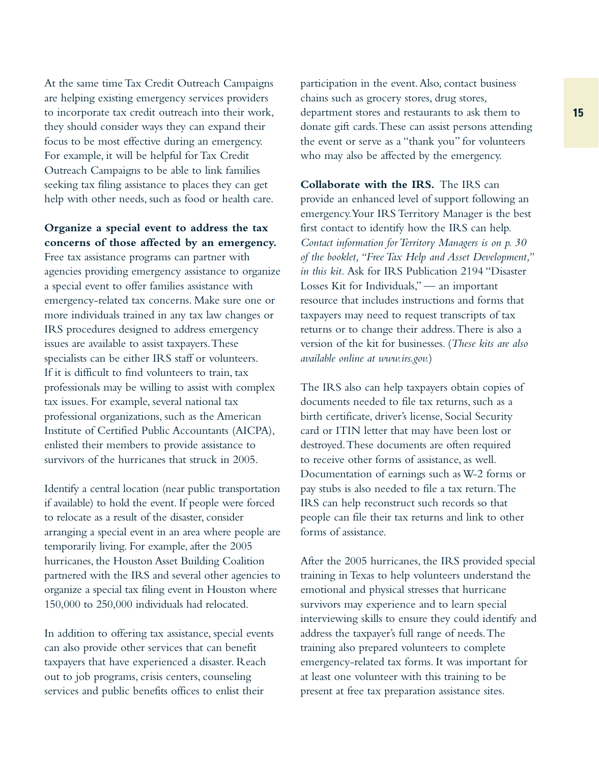At the same time Tax Credit Outreach Campaigns are helping existing emergency services providers to incorporate tax credit outreach into their work, they should consider ways they can expand their focus to be most effective during an emergency. For example, it will be helpful for Tax Credit Outreach Campaigns to be able to link families seeking tax filing assistance to places they can get help with other needs, such as food or health care.

**Organize a special event to address the tax concerns of those affected by an emergency.** Free tax assistance programs can partner with agencies providing emergency assistance to organize a special event to offer families assistance with emergency-related tax concerns. Make sure one or more individuals trained in any tax law changes or IRS procedures designed to address emergency issues are available to assist taxpayers. These specialists can be either IRS staff or volunteers. If it is difficult to find volunteers to train, tax professionals may be willing to assist with complex tax issues. For example, several national tax professional organizations, such as the American Institute of Certified Public Accountants (AICPA), enlisted their members to provide assistance to survivors of the hurricanes that struck in 2005.

Identify a central location (near public transportation if available) to hold the event. If people were forced to relocate as a result of the disaster, consider arranging a special event in an area where people are temporarily living. For example, after the 2005 hurricanes, the Houston Asset Building Coalition partnered with the IRS and several other agencies to organize a special tax filing event in Houston where 150,000 to 250,000 individuals had relocated.

In addition to offering tax assistance, special events can also provide other services that can benefit taxpayers that have experienced a disaster. Reach out to job programs, crisis centers, counseling services and public benefits offices to enlist their participation in the event. Also, contact business chains such as grocery stores, drug stores, department stores and restaurants to ask them to donate gift cards. These can assist persons attending the event or serve as a "thank you" for volunteers who may also be affected by the emergency.

**Collaborate with the IRS.** The IRS can provide an enhanced level of support following an emergency. Your IRS Territory Manager is the best first contact to identify how the IRS can help. *Contact information for Territory Managers is on p. 30 of the booklet, "Free Tax Help and Asset Development," in this kit.* Ask for IRS Publication 2194 "Disaster Losses Kit for Individuals," — an important resource that includes instructions and forms that taxpayers may need to request transcripts of tax returns or to change their address. There is also a version of the kit for businesses. (*These kits are also available online at www.irs.gov.*)

The IRS also can help taxpayers obtain copies of documents needed to file tax returns, such as a birth certificate, driver's license, Social Security card or ITIN letter that may have been lost or destroyed. These documents are often required to receive other forms of assistance, as well. Documentation of earnings such as W-2 forms or pay stubs is also needed to file a tax return. The IRS can help reconstruct such records so that people can file their tax returns and link to other forms of assistance.

After the 2005 hurricanes, the IRS provided special training in Texas to help volunteers understand the emotional and physical stresses that hurricane survivors may experience and to learn special interviewing skills to ensure they could identify and address the taxpayer's full range of needs. The training also prepared volunteers to complete emergency-related tax forms. It was important for at least one volunteer with this training to be present at free tax preparation assistance sites.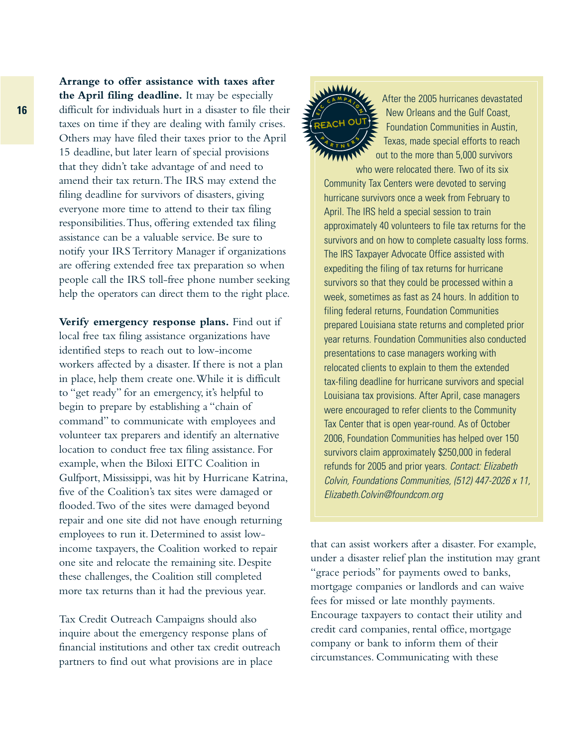**Arrange to offer assistance with taxes after the April filing deadline.** It may be especially difficult for individuals hurt in a disaster to file their taxes on time if they are dealing with family crises. Others may have filed their taxes prior to the April 15 deadline, but later learn of special provisions that they didn't take advantage of and need to amend their tax return. The IRS may extend the filing deadline for survivors of disasters, giving everyone more time to attend to their tax filing responsibilities. Thus, offering extended tax filing assistance can be a valuable service. Be sure to notify your IRS Territory Manager if organizations are offering extended free tax preparation so when people call the IRS toll-free phone number seeking help the operators can direct them to the right place.

**Verify emergency response plans.** Find out if local free tax filing assistance organizations have identified steps to reach out to low-income workers affected by a disaster. If there is not a plan in place, help them create one. While it is difficult to "get ready" for an emergency, it's helpful to begin to prepare by establishing a "chain of command" to communicate with employees and volunteer tax preparers and identify an alternative location to conduct free tax filing assistance. For example, when the Biloxi EITC Coalition in Gulfport, Mississippi, was hit by Hurricane Katrina, five of the Coalition's tax sites were damaged or flooded. Two of the sites were damaged beyond repair and one site did not have enough returning employees to run it. Determined to assist low-income taxpayers, the Coalition worked to repair one site and relocate the remaining site. Despite these challenges, the Coalition still completed more tax returns than it had the previous year.

Tax Credit Outreach Campaigns should also inquire about the emergency response plans of financial institutions and other tax credit outreach partners to find out what provisions are in place that can assist workers after a disaster. For example, under a disaster relief plan the institution may grant "grace periods" for payments owed to banks, mortgage companies or landlords and can waive fees for missed or late monthly payments. Encourage taxpayers to contact their utility and credit card companies, rental office, mortgage company or bank to inform them of their circumstances. Communicating with these

> **EIC CAMPAIGN REACH OUT PARTNERS**
>
> After the 2005 hurricanes devastated New Orleans and the Gulf Coast, Foundation Communities in Austin, Texas, made special efforts to reach out to the more than 5,000 survivors who were relocated there. Two of its six Community Tax Centers were devoted to serving hurricane survivors once a week from February to April. The IRS held a special session to train approximately 40 volunteers to file tax returns for the survivors and on how to complete casualty loss forms. The IRS Taxpayer Advocate Office assisted with expediting the filing of tax returns for hurricane survivors so that they could be processed within a week, sometimes as fast as 24 hours. In addition to filing federal returns, Foundation Communities prepared Louisiana state returns and completed prior year returns. Foundation Communities also conducted presentations to case managers working with relocated clients to explain to them the extended tax-filing deadline for hurricane survivors and special Louisiana tax provisions. After April, case managers were encouraged to refer clients to the Community Tax Center that is open year-round. As of October 2006, Foundation Communities has helped over 150 survivors claim approximately $250,000 in federal refunds for 2005 and prior years. *Contact: Elizabeth Colvin, Foundations Communities, (512) 447-2026 x 11, Elizabeth.Colvin@foundcom.org*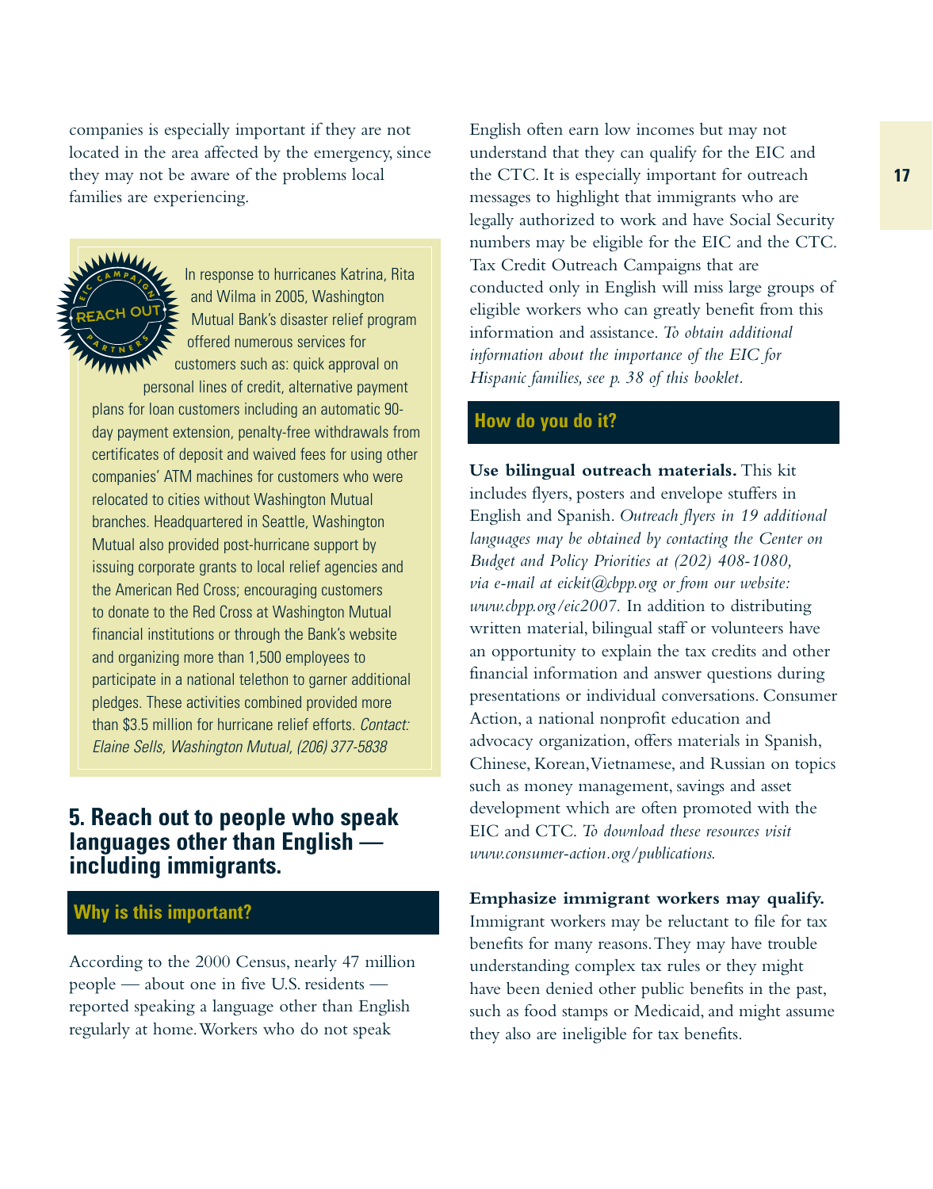companies is especially important if they are not located in the area affected by the emergency, since they may not be aware of the problems local families are experiencing.

> EIC CAMPAIGN REACH OUT PARTNERS
>
> In response to hurricanes Katrina, Rita and Wilma in 2005, Washington Mutual Bank's disaster relief program offered numerous services for customers such as: quick approval on personal lines of credit, alternative payment plans for loan customers including an automatic 90-day payment extension, penalty-free withdrawals from certificates of deposit and waived fees for using other companies' ATM machines for customers who were relocated to cities without Washington Mutual branches. Headquartered in Seattle, Washington Mutual also provided post-hurricane support by issuing corporate grants to local relief agencies and the American Red Cross; encouraging customers to donate to the Red Cross at Washington Mutual financial institutions or through the Bank's website and organizing more than 1,500 employees to participate in a national telethon to garner additional pledges. These activities combined provided more than $3.5 million for hurricane relief efforts. *Contact: Elaine Sells, Washington Mutual, (206) 377-5838*

## 5. Reach out to people who speak languages other than English — including immigrants.

### Why is this important?

According to the 2000 Census, nearly 47 million people — about one in five U.S. residents — reported speaking a language other than English regularly at home. Workers who do not speak English often earn low incomes but may not understand that they can qualify for the EIC and the CTC. It is especially important for outreach messages to highlight that immigrants who are legally authorized to work and have Social Security numbers may be eligible for the EIC and the CTC. Tax Credit Outreach Campaigns that are conducted only in English will miss large groups of eligible workers who can greatly benefit from this information and assistance. *To obtain additional information about the importance of the EIC for Hispanic families, see p. 38 of this booklet.*

### How do you do it?

**Use bilingual outreach materials.** This kit includes flyers, posters and envelope stuffers in English and Spanish. *Outreach flyers in 19 additional languages may be obtained by contacting the Center on Budget and Policy Priorities at (202) 408-1080, via e-mail at eickit@cbpp.org or from our website: www.cbpp.org/eic2007.* In addition to distributing written material, bilingual staff or volunteers have an opportunity to explain the tax credits and other financial information and answer questions during presentations or individual conversations. Consumer Action, a national nonprofit education and advocacy organization, offers materials in Spanish, Chinese, Korean, Vietnamese, and Russian on topics such as money management, savings and asset development which are often promoted with the EIC and CTC. *To download these resources visit www.consumer-action.org/publications.*

**Emphasize immigrant workers may qualify.** Immigrant workers may be reluctant to file for tax benefits for many reasons. They may have trouble understanding complex tax rules or they might have been denied other public benefits in the past, such as food stamps or Medicaid, and might assume they also are ineligible for tax benefits.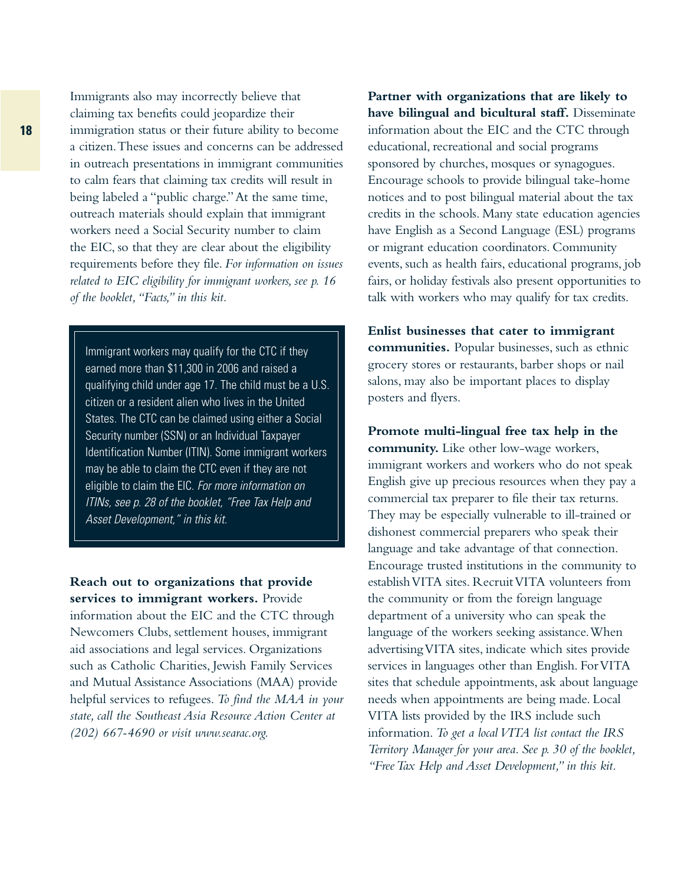Immigrants also may incorrectly believe that claiming tax benefits could jeopardize their immigration status or their future ability to become a citizen. These issues and concerns can be addressed in outreach presentations in immigrant communities to calm fears that claiming tax credits will result in being labeled a "public charge." At the same time, outreach materials should explain that immigrant workers need a Social Security number to claim the EIC, so that they are clear about the eligibility requirements before they file. *For information on issues related to EIC eligibility for immigrant workers, see p. 16 of the booklet, "Facts," in this kit.*

> Immigrant workers may qualify for the CTC if they earned more than $11,300 in 2006 and raised a qualifying child under age 17. The child must be a U.S. citizen or a resident alien who lives in the United States. The CTC can be claimed using either a Social Security number (SSN) or an Individual Taxpayer Identification Number (ITIN). Some immigrant workers may be able to claim the CTC even if they are not eligible to claim the EIC. *For more information on ITINs, see p. 28 of the booklet, "Free Tax Help and Asset Development," in this kit.*

**Reach out to organizations that provide services to immigrant workers.** Provide information about the EIC and the CTC through Newcomers Clubs, settlement houses, immigrant aid associations and legal services. Organizations such as Catholic Charities, Jewish Family Services and Mutual Assistance Associations (MAA) provide helpful services to refugees. *To find the MAA in your state, call the Southeast Asia Resource Action Center at (202) 667-4690 or visit www.searac.org.*

**Partner with organizations that are likely to have bilingual and bicultural staff.** Disseminate information about the EIC and the CTC through educational, recreational and social programs sponsored by churches, mosques or synagogues. Encourage schools to provide bilingual take-home notices and to post bilingual material about the tax credits in the schools. Many state education agencies have English as a Second Language (ESL) programs or migrant education coordinators. Community events, such as health fairs, educational programs, job fairs, or holiday festivals also present opportunities to talk with workers who may qualify for tax credits.

**Enlist businesses that cater to immigrant communities.** Popular businesses, such as ethnic grocery stores or restaurants, barber shops or nail salons, may also be important places to display posters and flyers.

**Promote multi-lingual free tax help in the community.** Like other low-wage workers, immigrant workers and workers who do not speak English give up precious resources when they pay a commercial tax preparer to file their tax returns. They may be especially vulnerable to ill-trained or dishonest commercial preparers who speak their language and take advantage of that connection. Encourage trusted institutions in the community to establish VITA sites. Recruit VITA volunteers from the community or from the foreign language department of a university who can speak the language of the workers seeking assistance. When advertising VITA sites, indicate which sites provide services in languages other than English. For VITA sites that schedule appointments, ask about language needs when appointments are being made. Local VITA lists provided by the IRS include such information. *To get a local VITA list contact the IRS Territory Manager for your area. See p. 30 of the booklet, "Free Tax Help and Asset Development," in this kit.*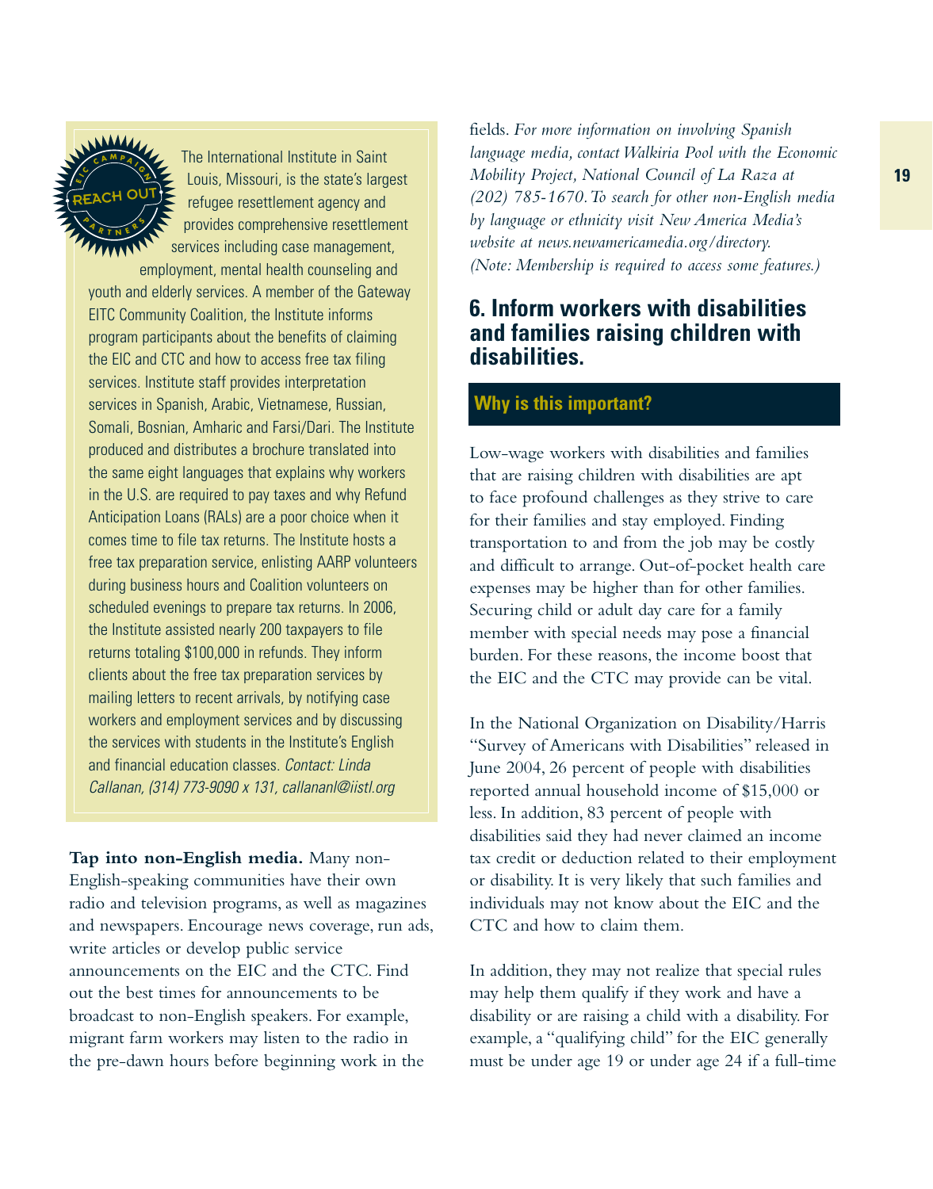The International Institute in Saint Louis, Missouri, is the state's largest refugee resettlement agency and provides comprehensive resettlement services including case management, employment, mental health counseling and youth and elderly services. A member of the Gateway EITC Community Coalition, the Institute informs program participants about the benefits of claiming the EIC and CTC and how to access free tax filing services. Institute staff provides interpretation services in Spanish, Arabic, Vietnamese, Russian, Somali, Bosnian, Amharic and Farsi/Dari. The Institute produced and distributes a brochure translated into the same eight languages that explains why workers in the U.S. are required to pay taxes and why Refund Anticipation Loans (RALs) are a poor choice when it comes time to file tax returns. The Institute hosts a free tax preparation service, enlisting AARP volunteers during business hours and Coalition volunteers on scheduled evenings to prepare tax returns. In 2006, the Institute assisted nearly 200 taxpayers to file returns totaling $100,000 in refunds. They inform clients about the free tax preparation services by mailing letters to recent arrivals, by notifying case workers and employment services and by discussing the services with students in the Institute's English and financial education classes. *Contact: Linda Callanan, (314) 773-9090 x 131, callananl@iistl.org*

**Tap into non-English media.** Many non-English-speaking communities have their own radio and television programs, as well as magazines and newspapers. Encourage news coverage, run ads, write articles or develop public service announcements on the EIC and the CTC. Find out the best times for announcements to be broadcast to non-English speakers. For example, migrant farm workers may listen to the radio in the pre-dawn hours before beginning work in the fields. *For more information on involving Spanish language media, contact Walkiria Pool with the Economic Mobility Project, National Council of La Raza at (202) 785-1670. To search for other non-English media by language or ethnicity visit New America Media's website at news.newamericamedia.org/directory. (Note: Membership is required to access some features.)*

## 6. Inform workers with disabilities and families raising children with disabilities.

### Why is this important?

Low-wage workers with disabilities and families that are raising children with disabilities are apt to face profound challenges as they strive to care for their families and stay employed. Finding transportation to and from the job may be costly and difficult to arrange. Out-of-pocket health care expenses may be higher than for other families. Securing child or adult day care for a family member with special needs may pose a financial burden. For these reasons, the income boost that the EIC and the CTC may provide can be vital.

In the National Organization on Disability/Harris "Survey of Americans with Disabilities" released in June 2004, 26 percent of people with disabilities reported annual household income of $15,000 or less. In addition, 83 percent of people with disabilities said they had never claimed an income tax credit or deduction related to their employment or disability. It is very likely that such families and individuals may not know about the EIC and the CTC and how to claim them.

In addition, they may not realize that special rules may help them qualify if they work and have a disability or are raising a child with a disability. For example, a "qualifying child" for the EIC generally must be under age 19 or under age 24 if a full-time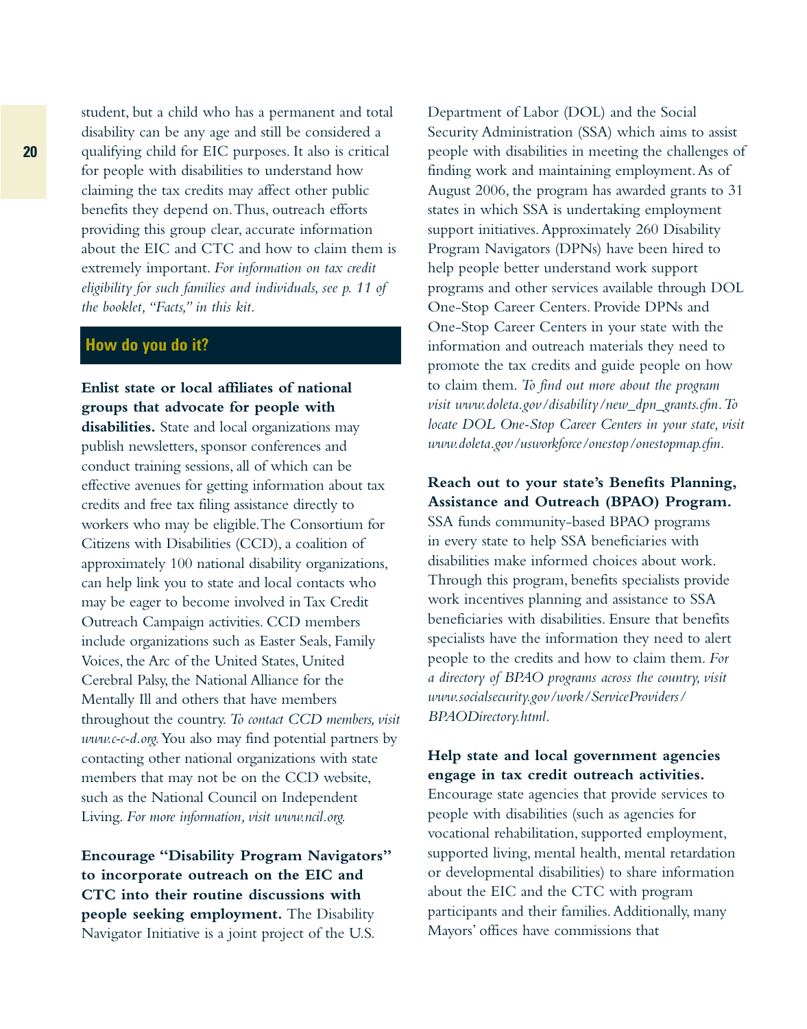student, but a child who has a permanent and total disability can be any age and still be considered a qualifying child for EIC purposes. It also is critical for people with disabilities to understand how claiming the tax credits may affect other public benefits they depend on. Thus, outreach efforts providing this group clear, accurate information about the EIC and CTC and how to claim them is extremely important. *For information on tax credit eligibility for such families and individuals, see p. 11 of the booklet, "Facts," in this kit.*

## How do you do it?

**Enlist state or local affiliates of national groups that advocate for people with disabilities.** State and local organizations may publish newsletters, sponsor conferences and conduct training sessions, all of which can be effective avenues for getting information about tax credits and free tax filing assistance directly to workers who may be eligible. The Consortium for Citizens with Disabilities (CCD), a coalition of approximately 100 national disability organizations, can help link you to state and local contacts who may be eager to become involved in Tax Credit Outreach Campaign activities. CCD members include organizations such as Easter Seals, Family Voices, the Arc of the United States, United Cerebral Palsy, the National Alliance for the Mentally Ill and others that have members throughout the country. *To contact CCD members, visit www.c-c-d.org.* You also may find potential partners by contacting other national organizations with state members that may not be on the CCD website, such as the National Council on Independent Living. *For more information, visit www.ncil.org.*

**Encourage "Disability Program Navigators" to incorporate outreach on the EIC and CTC into their routine discussions with people seeking employment.** The Disability Navigator Initiative is a joint project of the U.S. Department of Labor (DOL) and the Social Security Administration (SSA) which aims to assist people with disabilities in meeting the challenges of finding work and maintaining employment. As of August 2006, the program has awarded grants to 31 states in which SSA is undertaking employment support initiatives. Approximately 260 Disability Program Navigators (DPNs) have been hired to help people better understand work support programs and other services available through DOL One-Stop Career Centers. Provide DPNs and One-Stop Career Centers in your state with the information and outreach materials they need to promote the tax credits and guide people on how to claim them. *To find out more about the program visit www.doleta.gov/disability/new_dpn_grants.cfm. To locate DOL One-Stop Career Centers in your state, visit www.doleta.gov/usworkforce/onestop/onestopmap.cfm.*

**Reach out to your state's Benefits Planning, Assistance and Outreach (BPAO) Program.** SSA funds community-based BPAO programs in every state to help SSA beneficiaries with disabilities make informed choices about work. Through this program, benefits specialists provide work incentives planning and assistance to SSA beneficiaries with disabilities. Ensure that benefits specialists have the information they need to alert people to the credits and how to claim them. *For a directory of BPAO programs across the country, visit www.socialsecurity.gov/work/ServiceProviders/BPAODirectory.html.*

**Help state and local government agencies engage in tax credit outreach activities.** Encourage state agencies that provide services to people with disabilities (such as agencies for vocational rehabilitation, supported employment, supported living, mental health, mental retardation or developmental disabilities) to share information about the EIC and the CTC with program participants and their families. Additionally, many Mayors' offices have commissions that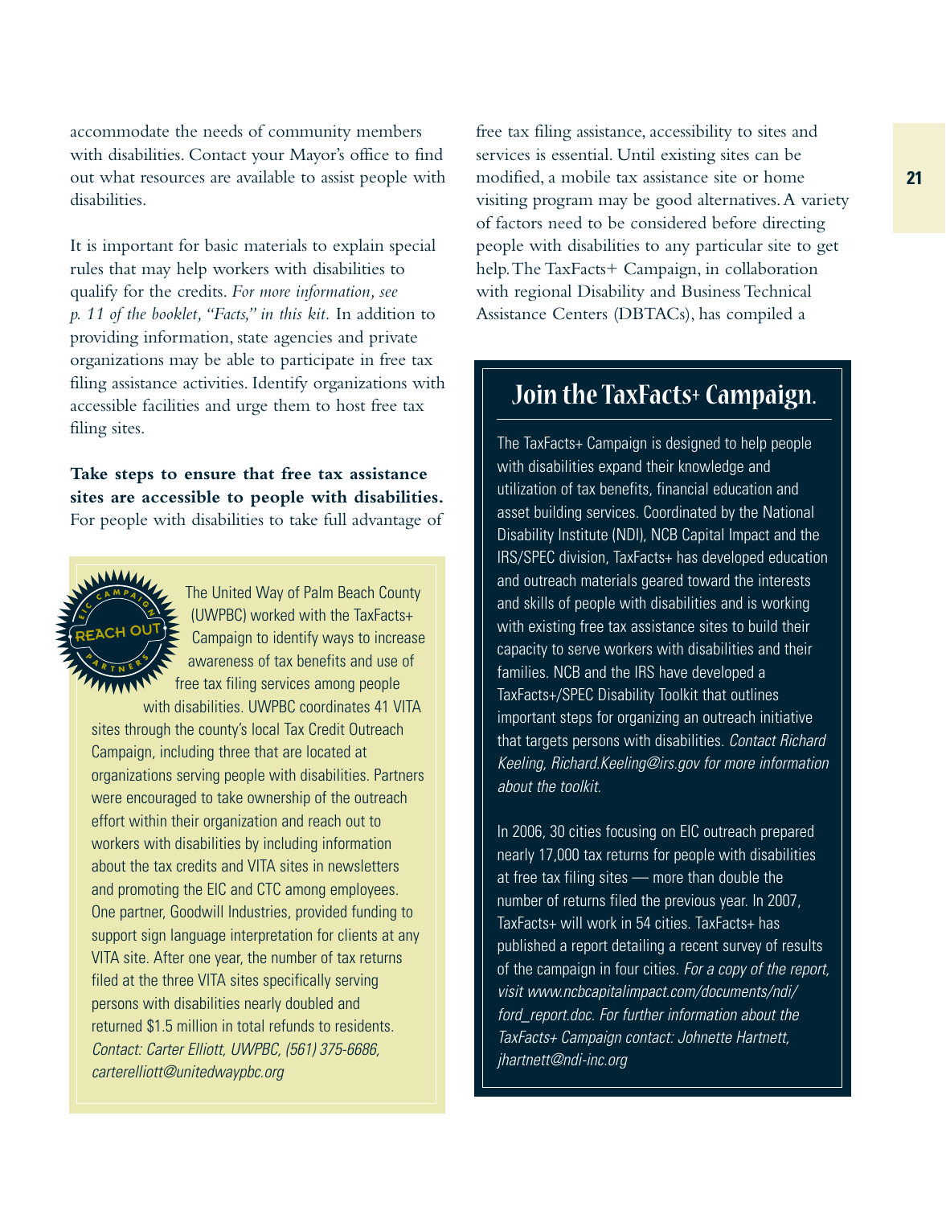accommodate the needs of community members with disabilities. Contact your Mayor's office to find out what resources are available to assist people with disabilities.

It is important for basic materials to explain special rules that may help workers with disabilities to qualify for the credits. *For more information, see p. 11 of the booklet, "Facts," in this kit.* In addition to providing information, state agencies and private organizations may be able to participate in free tax filing assistance activities. Identify organizations with accessible facilities and urge them to host free tax filing sites.

**Take steps to ensure that free tax assistance sites are accessible to people with disabilities.** For people with disabilities to take full advantage of free tax filing assistance, accessibility to sites and services is essential. Until existing sites can be modified, a mobile tax assistance site or home visiting program may be good alternatives. A variety of factors need to be considered before directing people with disabilities to any particular site to get help. The TaxFacts+ Campaign, in collaboration with regional Disability and Business Technical Assistance Centers (DBTACs), has compiled a

---

EIC CAMPAIGN REACH OUT PARTNERS

The United Way of Palm Beach County (UWPBC) worked with the TaxFacts+ Campaign to identify ways to increase awareness of tax benefits and use of free tax filing services among people with disabilities. UWPBC coordinates 41 VITA sites through the county's local Tax Credit Outreach Campaign, including three that are located at organizations serving people with disabilities. Partners were encouraged to take ownership of the outreach effort within their organization and reach out to workers with disabilities by including information about the tax credits and VITA sites in newsletters and promoting the EIC and CTC among employees. One partner, Goodwill Industries, provided funding to support sign language interpretation for clients at any VITA site. After one year, the number of tax returns filed at the three VITA sites specifically serving persons with disabilities nearly doubled and returned $1.5 million in total refunds to residents. *Contact: Carter Elliott, UWPBC, (561) 375-6686, carterelliott@unitedwaypbc.org*

---

## Join the TaxFacts+ Campaign.

The TaxFacts+ Campaign is designed to help people with disabilities expand their knowledge and utilization of tax benefits, financial education and asset building services. Coordinated by the National Disability Institute (NDI), NCB Capital Impact and the IRS/SPEC division, TaxFacts+ has developed education and outreach materials geared toward the interests and skills of people with disabilities and is working with existing free tax assistance sites to build their capacity to serve workers with disabilities and their families. NCB and the IRS have developed a TaxFacts+/SPEC Disability Toolkit that outlines important steps for organizing an outreach initiative that targets persons with disabilities. *Contact Richard Keeling, Richard.Keeling@irs.gov for more information about the toolkit.*

In 2006, 30 cities focusing on EIC outreach prepared nearly 17,000 tax returns for people with disabilities at free tax filing sites — more than double the number of returns filed the previous year. In 2007, TaxFacts+ will work in 54 cities. TaxFacts+ has published a report detailing a recent survey of results of the campaign in four cities. *For a copy of the report, visit www.ncbcapitalimpact.com/documents/ndi/ford_report.doc. For further information about the TaxFacts+ Campaign contact: Johnette Hartnett, jhartnett@ndi-inc.org*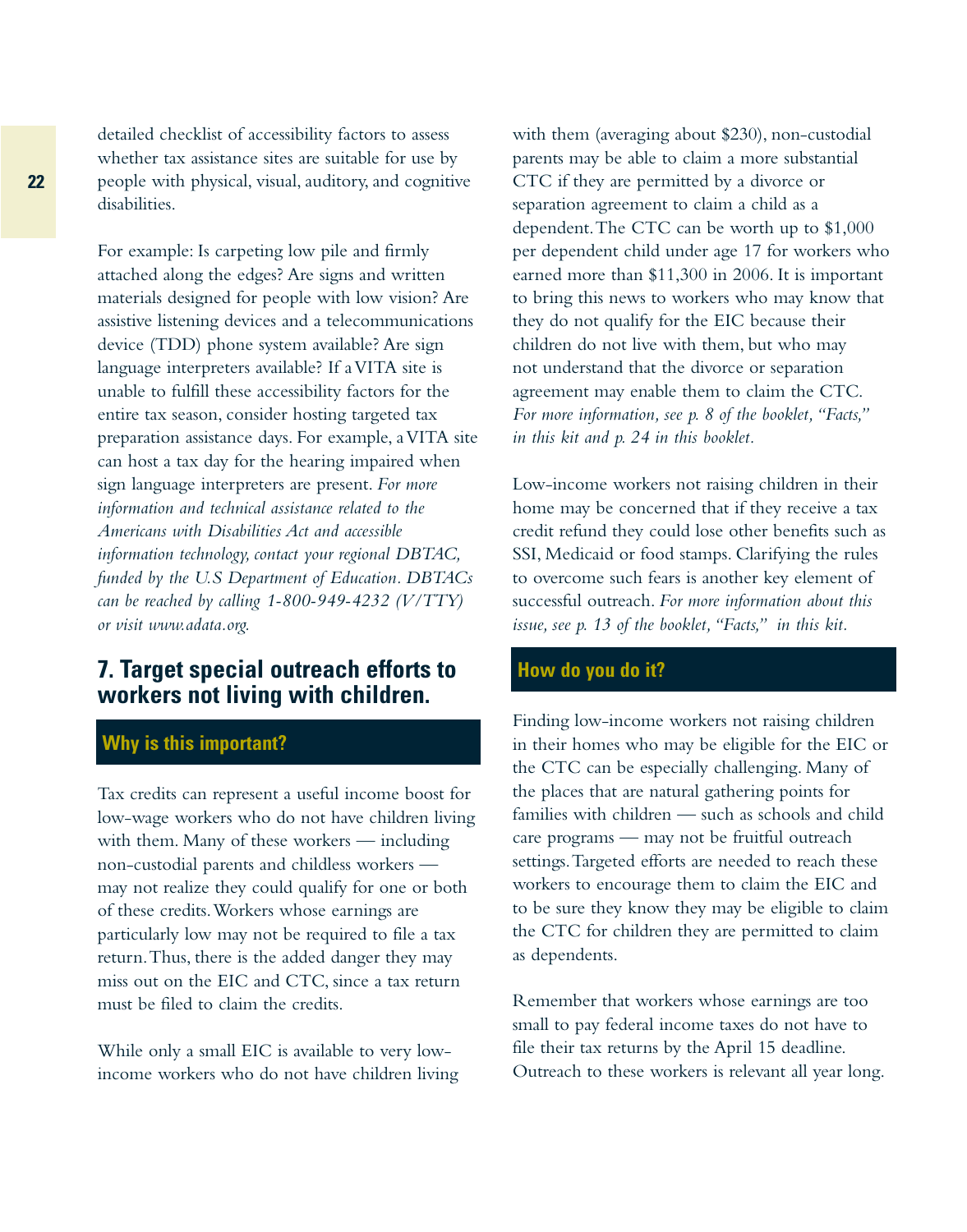detailed checklist of accessibility factors to assess whether tax assistance sites are suitable for use by people with physical, visual, auditory, and cognitive disabilities.

For example: Is carpeting low pile and firmly attached along the edges? Are signs and written materials designed for people with low vision? Are assistive listening devices and a telecommunications device (TDD) phone system available? Are sign language interpreters available? If a VITA site is unable to fulfill these accessibility factors for the entire tax season, consider hosting targeted tax preparation assistance days. For example, a VITA site can host a tax day for the hearing impaired when sign language interpreters are present. *For more information and technical assistance related to the Americans with Disabilities Act and accessible information technology, contact your regional DBTAC, funded by the U.S Department of Education. DBTACs can be reached by calling 1-800-949-4232 (V/TTY) or visit www.adata.org.*

## 7. Target special outreach efforts to workers not living with children.

### Why is this important?

Tax credits can represent a useful income boost for low-wage workers who do not have children living with them. Many of these workers — including non-custodial parents and childless workers — may not realize they could qualify for one or both of these credits. Workers whose earnings are particularly low may not be required to file a tax return. Thus, there is the added danger they may miss out on the EIC and CTC, since a tax return must be filed to claim the credits.

While only a small EIC is available to very low-income workers who do not have children living with them (averaging about $230), non-custodial parents may be able to claim a more substantial CTC if they are permitted by a divorce or separation agreement to claim a child as a dependent. The CTC can be worth up to $1,000 per dependent child under age 17 for workers who earned more than $11,300 in 2006. It is important to bring this news to workers who may know that they do not qualify for the EIC because their children do not live with them, but who may not understand that the divorce or separation agreement may enable them to claim the CTC. *For more information, see p. 8 of the booklet, "Facts," in this kit and p. 24 in this booklet.*

Low-income workers not raising children in their home may be concerned that if they receive a tax credit refund they could lose other benefits such as SSI, Medicaid or food stamps. Clarifying the rules to overcome such fears is another key element of successful outreach. *For more information about this issue, see p. 13 of the booklet, "Facts," in this kit.*

### How do you do it?

Finding low-income workers not raising children in their homes who may be eligible for the EIC or the CTC can be especially challenging. Many of the places that are natural gathering points for families with children — such as schools and child care programs — may not be fruitful outreach settings. Targeted efforts are needed to reach these workers to encourage them to claim the EIC and to be sure they know they may be eligible to claim the CTC for children they are permitted to claim as dependents.

Remember that workers whose earnings are too small to pay federal income taxes do not have to file their tax returns by the April 15 deadline. Outreach to these workers is relevant all year long.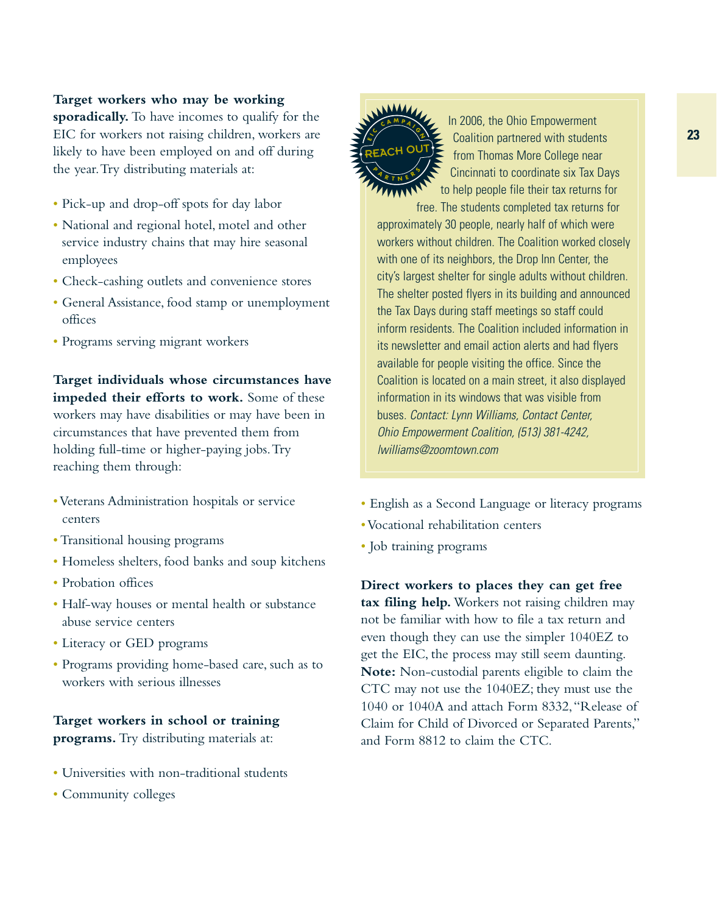**Target workers who may be working sporadically.** To have incomes to qualify for the EIC for workers not raising children, workers are likely to have been employed on and off during the year. Try distributing materials at:

- Pick-up and drop-off spots for day labor
- National and regional hotel, motel and other service industry chains that may hire seasonal employees
- Check-cashing outlets and convenience stores
- General Assistance, food stamp or unemployment offices
- Programs serving migrant workers

**Target individuals whose circumstances have impeded their efforts to work.** Some of these workers may have disabilities or may have been in circumstances that have prevented them from holding full-time or higher-paying jobs. Try reaching them through:

- Veterans Administration hospitals or service centers
- Transitional housing programs
- Homeless shelters, food banks and soup kitchens
- Probation offices
- Half-way houses or mental health or substance abuse service centers
- Literacy or GED programs
- Programs providing home-based care, such as to workers with serious illnesses

**Target workers in school or training programs.** Try distributing materials at:

- Universities with non-traditional students
- Community colleges
- English as a Second Language or literacy programs
- Vocational rehabilitation centers
- Job training programs

**Direct workers to places they can get free tax filing help.** Workers not raising children may not be familiar with how to file a tax return and even though they can use the simpler 1040EZ to get the EIC, the process may still seem daunting. **Note:** Non-custodial parents eligible to claim the CTC may not use the 1040EZ; they must use the 1040 or 1040A and attach Form 8332, "Release of Claim for Child of Divorced or Separated Parents," and Form 8812 to claim the CTC.

> **EIC CAMPAIGN REACH OUT PARTNERS**
>
> In 2006, the Ohio Empowerment Coalition partnered with students from Thomas More College near Cincinnati to coordinate six Tax Days to help people file their tax returns for free. The students completed tax returns for approximately 30 people, nearly half of which were workers without children. The Coalition worked closely with one of its neighbors, the Drop Inn Center, the city's largest shelter for single adults without children. The shelter posted flyers in its building and announced the Tax Days during staff meetings so staff could inform residents. The Coalition included information in its newsletter and email action alerts and had flyers available for people visiting the office. Since the Coalition is located on a main street, it also displayed information in its windows that was visible from buses. *Contact: Lynn Williams, Contact Center, Ohio Empowerment Coalition, (513) 381-4242, lwilliams@zoomtown.com*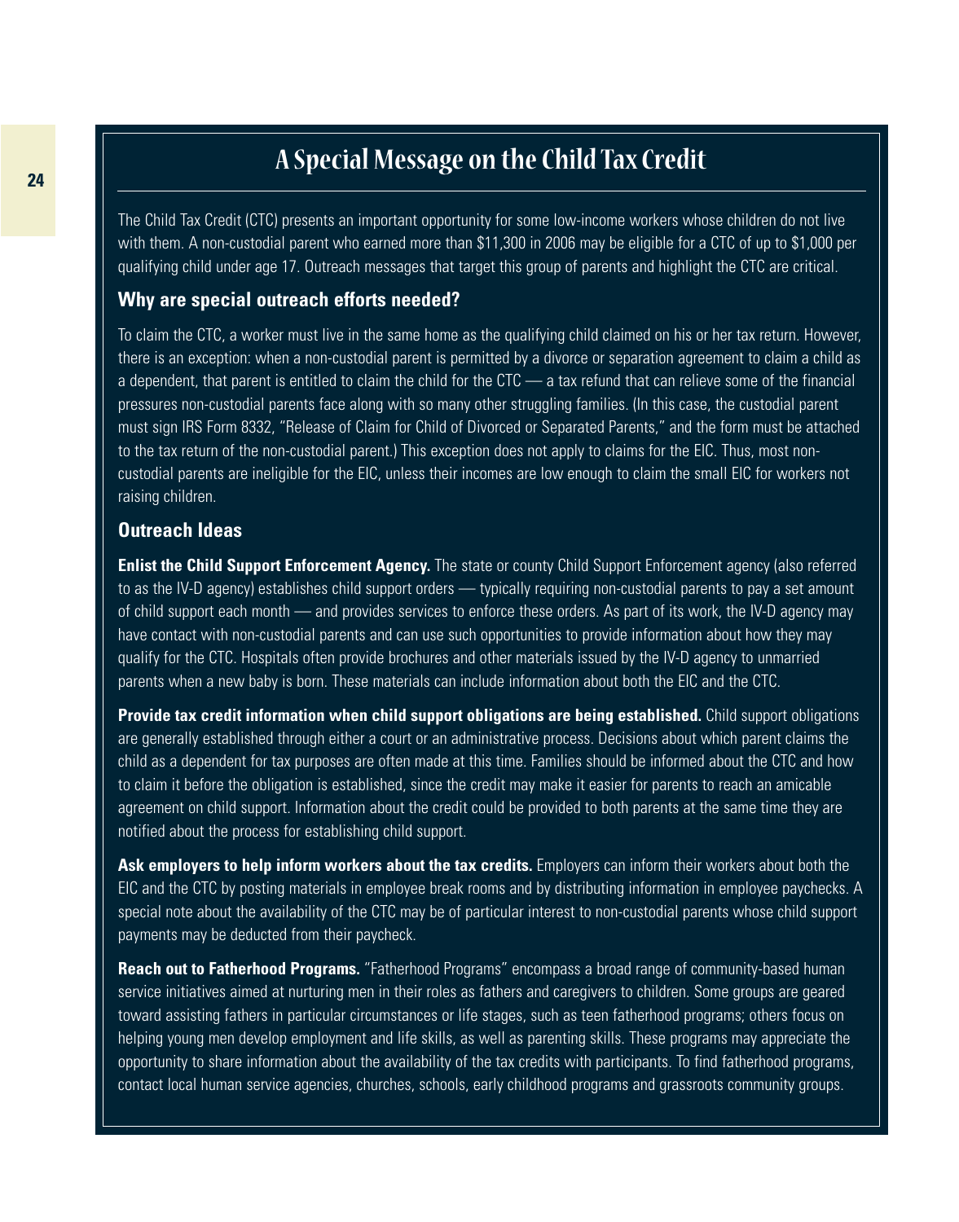# A Special Message on the Child Tax Credit

The Child Tax Credit (CTC) presents an important opportunity for some low-income workers whose children do not live with them. A non-custodial parent who earned more than $11,300 in 2006 may be eligible for a CTC of up to $1,000 per qualifying child under age 17. Outreach messages that target this group of parents and highlight the CTC are critical.

## Why are special outreach efforts needed?

To claim the CTC, a worker must live in the same home as the qualifying child claimed on his or her tax return. However, there is an exception: when a non-custodial parent is permitted by a divorce or separation agreement to claim a child as a dependent, that parent is entitled to claim the child for the CTC — a tax refund that can relieve some of the financial pressures non-custodial parents face along with so many other struggling families. (In this case, the custodial parent must sign IRS Form 8332, "Release of Claim for Child of Divorced or Separated Parents," and the form must be attached to the tax return of the non-custodial parent.) This exception does not apply to claims for the EIC. Thus, most non-custodial parents are ineligible for the EIC, unless their incomes are low enough to claim the small EIC for workers not raising children.

## Outreach Ideas

**Enlist the Child Support Enforcement Agency.** The state or county Child Support Enforcement agency (also referred to as the IV-D agency) establishes child support orders — typically requiring non-custodial parents to pay a set amount of child support each month — and provides services to enforce these orders. As part of its work, the IV-D agency may have contact with non-custodial parents and can use such opportunities to provide information about how they may qualify for the CTC. Hospitals often provide brochures and other materials issued by the IV-D agency to unmarried parents when a new baby is born. These materials can include information about both the EIC and the CTC.

**Provide tax credit information when child support obligations are being established.** Child support obligations are generally established through either a court or an administrative process. Decisions about which parent claims the child as a dependent for tax purposes are often made at this time. Families should be informed about the CTC and how to claim it before the obligation is established, since the credit may make it easier for parents to reach an amicable agreement on child support. Information about the credit could be provided to both parents at the same time they are notified about the process for establishing child support.

**Ask employers to help inform workers about the tax credits.** Employers can inform their workers about both the EIC and the CTC by posting materials in employee break rooms and by distributing information in employee paychecks. A special note about the availability of the CTC may be of particular interest to non-custodial parents whose child support payments may be deducted from their paycheck.

**Reach out to Fatherhood Programs.** "Fatherhood Programs" encompass a broad range of community-based human service initiatives aimed at nurturing men in their roles as fathers and caregivers to children. Some groups are geared toward assisting fathers in particular circumstances or life stages, such as teen fatherhood programs; others focus on helping young men develop employment and life skills, as well as parenting skills. These programs may appreciate the opportunity to share information about the availability of the tax credits with participants. To find fatherhood programs, contact local human service agencies, churches, schools, early childhood programs and grassroots community groups.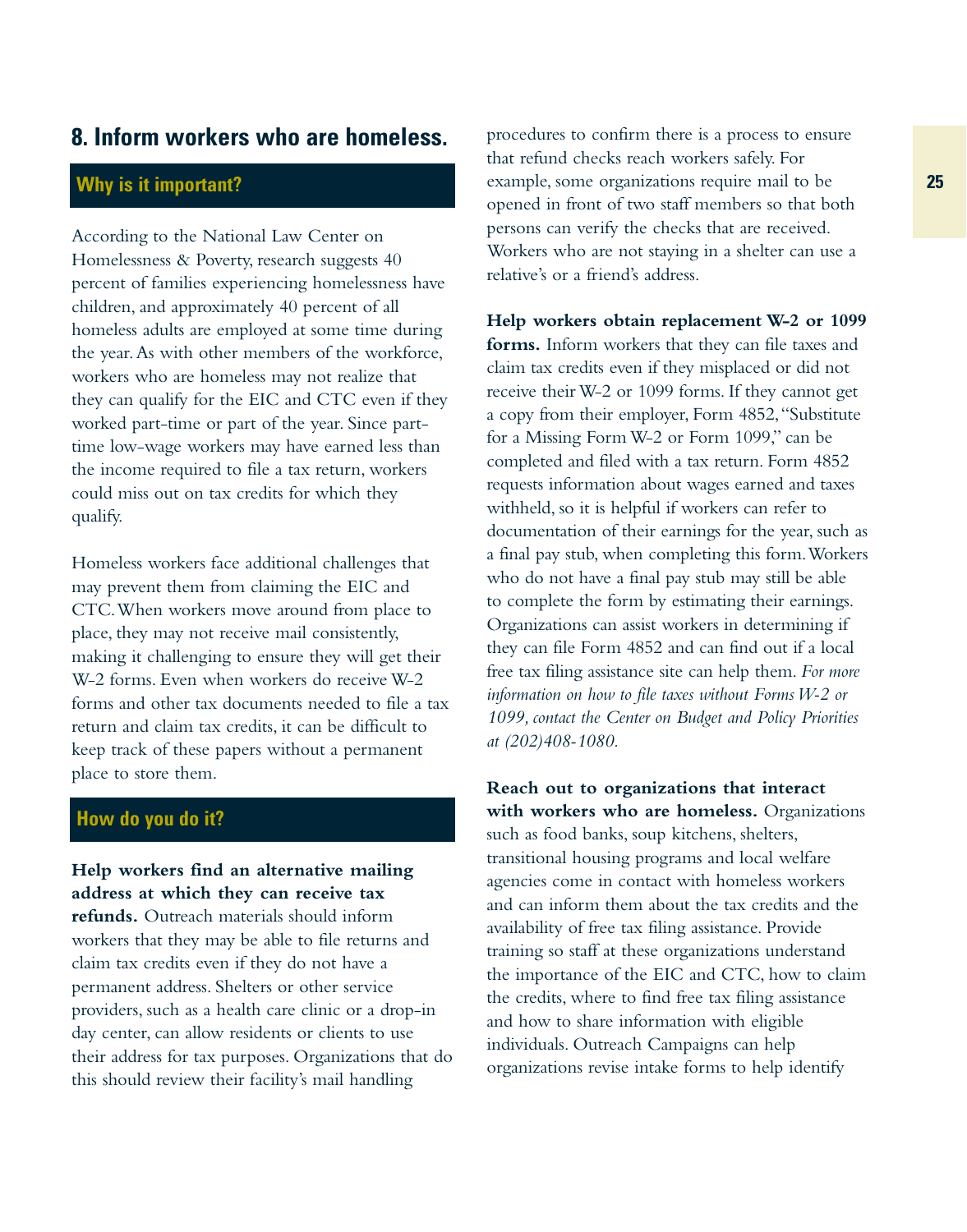## 8. Inform workers who are homeless.

### Why is it important?

According to the National Law Center on Homelessness & Poverty, research suggests 40 percent of families experiencing homelessness have children, and approximately 40 percent of all homeless adults are employed at some time during the year. As with other members of the workforce, workers who are homeless may not realize that they can qualify for the EIC and CTC even if they worked part-time or part of the year. Since part-time low-wage workers may have earned less than the income required to file a tax return, workers could miss out on tax credits for which they qualify.

Homeless workers face additional challenges that may prevent them from claiming the EIC and CTC. When workers move around from place to place, they may not receive mail consistently, making it challenging to ensure they will get their W-2 forms. Even when workers do receive W-2 forms and other tax documents needed to file a tax return and claim tax credits, it can be difficult to keep track of these papers without a permanent place to store them.

### How do you do it?

**Help workers find an alternative mailing address at which they can receive tax refunds.** Outreach materials should inform workers that they may be able to file returns and claim tax credits even if they do not have a permanent address. Shelters or other service providers, such as a health care clinic or a drop-in day center, can allow residents or clients to use their address for tax purposes. Organizations that do this should review their facility's mail handling procedures to confirm there is a process to ensure that refund checks reach workers safely. For example, some organizations require mail to be opened in front of two staff members so that both persons can verify the checks that are received. Workers who are not staying in a shelter can use a relative's or a friend's address.

**Help workers obtain replacement W-2 or 1099 forms.** Inform workers that they can file taxes and claim tax credits even if they misplaced or did not receive their W-2 or 1099 forms. If they cannot get a copy from their employer, Form 4852, "Substitute for a Missing Form W-2 or Form 1099," can be completed and filed with a tax return. Form 4852 requests information about wages earned and taxes withheld, so it is helpful if workers can refer to documentation of their earnings for the year, such as a final pay stub, when completing this form. Workers who do not have a final pay stub may still be able to complete the form by estimating their earnings. Organizations can assist workers in determining if they can file Form 4852 and can find out if a local free tax filing assistance site can help them. *For more information on how to file taxes without Forms W-2 or 1099, contact the Center on Budget and Policy Priorities at (202)408-1080.*

**Reach out to organizations that interact with workers who are homeless.** Organizations such as food banks, soup kitchens, shelters, transitional housing programs and local welfare agencies come in contact with homeless workers and can inform them about the tax credits and the availability of free tax filing assistance. Provide training so staff at these organizations understand the importance of the EIC and CTC, how to claim the credits, where to find free tax filing assistance and how to share information with eligible individuals. Outreach Campaigns can help organizations revise intake forms to help identify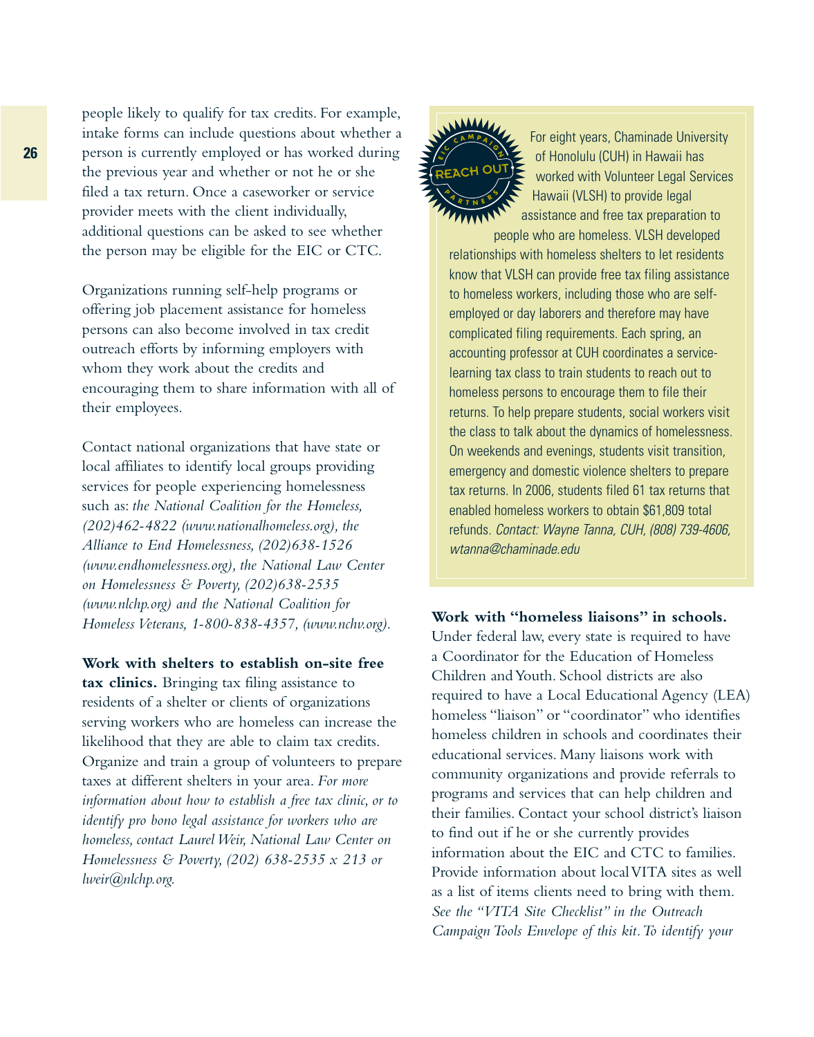people likely to qualify for tax credits. For example, intake forms can include questions about whether a person is currently employed or has worked during the previous year and whether or not he or she filed a tax return. Once a caseworker or service provider meets with the client individually, additional questions can be asked to see whether the person may be eligible for the EIC or CTC.

Organizations running self-help programs or offering job placement assistance for homeless persons can also become involved in tax credit outreach efforts by informing employers with whom they work about the credits and encouraging them to share information with all of their employees.

Contact national organizations that have state or local affiliates to identify local groups providing services for people experiencing homelessness such as: *the National Coalition for the Homeless, (202)462-4822 (www.nationalhomeless.org), the Alliance to End Homelessness, (202)638-1526 (www.endhomelessness.org), the National Law Center on Homelessness & Poverty, (202)638-2535 (www.nlchp.org) and the National Coalition for Homeless Veterans, 1-800-838-4357, (www.nchv.org).*

**Work with shelters to establish on-site free tax clinics.** Bringing tax filing assistance to residents of a shelter or clients of organizations serving workers who are homeless can increase the likelihood that they are able to claim tax credits. Organize and train a group of volunteers to prepare taxes at different shelters in your area. *For more information about how to establish a free tax clinic, or to identify pro bono legal assistance for workers who are homeless, contact Laurel Weir, National Law Center on Homelessness & Poverty, (202) 638-2535 x 213 or lweir@nlchp.org.*

> EIC CAMPAIGN REACH OUT PARTNERS
>
> For eight years, Chaminade University of Honolulu (CUH) in Hawaii has worked with Volunteer Legal Services Hawaii (VLSH) to provide legal assistance and free tax preparation to people who are homeless. VLSH developed relationships with homeless shelters to let residents know that VLSH can provide free tax filing assistance to homeless workers, including those who are self-employed or day laborers and therefore may have complicated filing requirements. Each spring, an accounting professor at CUH coordinates a service-learning tax class to train students to reach out to homeless persons to encourage them to file their returns. To help prepare students, social workers visit the class to talk about the dynamics of homelessness. On weekends and evenings, students visit transition, emergency and domestic violence shelters to prepare tax returns. In 2006, students filed 61 tax returns that enabled homeless workers to obtain $61,809 total refunds. *Contact: Wayne Tanna, CUH, (808) 739-4606, wtanna@chaminade.edu*

**Work with "homeless liaisons" in schools.** Under federal law, every state is required to have a Coordinator for the Education of Homeless Children and Youth. School districts are also required to have a Local Educational Agency (LEA) homeless "liaison" or "coordinator" who identifies homeless children in schools and coordinates their educational services. Many liaisons work with community organizations and provide referrals to programs and services that can help children and their families. Contact your school district's liaison to find out if he or she currently provides information about the EIC and CTC to families. Provide information about local VITA sites as well as a list of items clients need to bring with them. *See the "VITA Site Checklist" in the Outreach Campaign Tools Envelope of this kit. To identify your*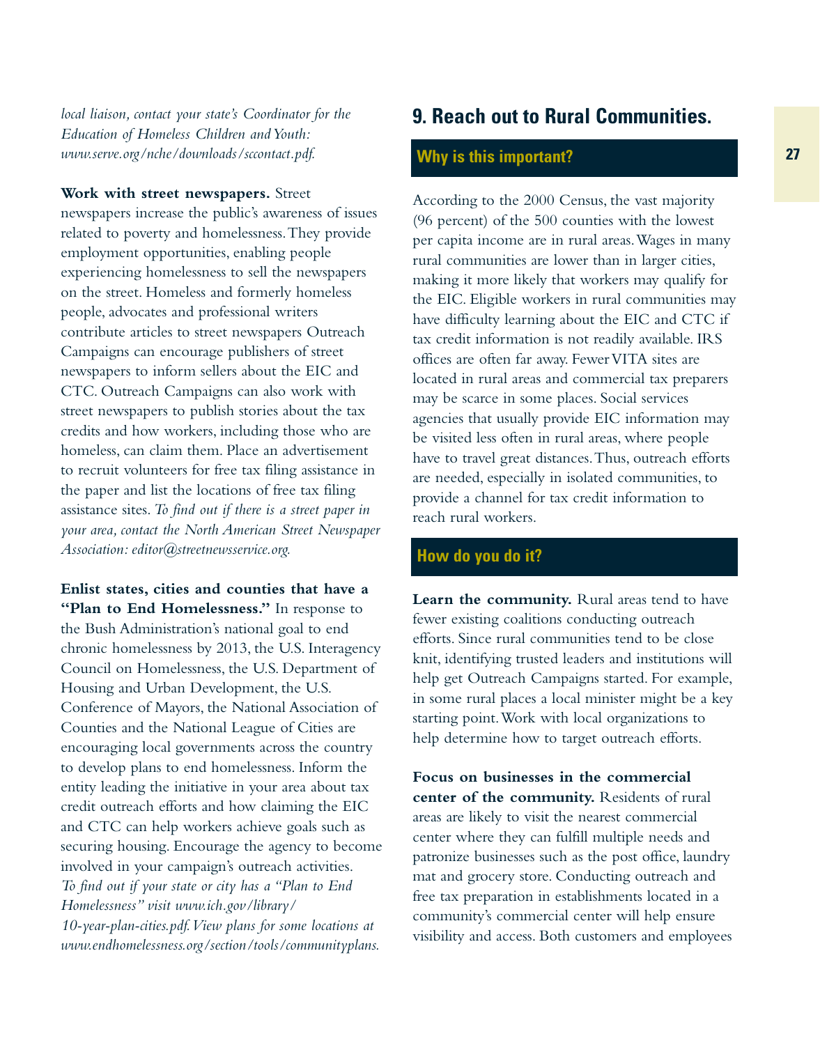*local liaison, contact your state's Coordinator for the Education of Homeless Children and Youth: www.serve.org/nche/downloads/sccontact.pdf.*

**Work with street newspapers.** Street newspapers increase the public's awareness of issues related to poverty and homelessness. They provide employment opportunities, enabling people experiencing homelessness to sell the newspapers on the street. Homeless and formerly homeless people, advocates and professional writers contribute articles to street newspapers Outreach Campaigns can encourage publishers of street newspapers to inform sellers about the EIC and CTC. Outreach Campaigns can also work with street newspapers to publish stories about the tax credits and how workers, including those who are homeless, can claim them. Place an advertisement to recruit volunteers for free tax filing assistance in the paper and list the locations of free tax filing assistance sites. *To find out if there is a street paper in your area, contact the North American Street Newspaper Association: editor@streetnewsservice.org.*

**Enlist states, cities and counties that have a "Plan to End Homelessness."** In response to the Bush Administration's national goal to end chronic homelessness by 2013, the U.S. Interagency Council on Homelessness, the U.S. Department of Housing and Urban Development, the U.S. Conference of Mayors, the National Association of Counties and the National League of Cities are encouraging local governments across the country to develop plans to end homelessness. Inform the entity leading the initiative in your area about tax credit outreach efforts and how claiming the EIC and CTC can help workers achieve goals such as securing housing. Encourage the agency to become involved in your campaign's outreach activities. *To find out if your state or city has a "Plan to End Homelessness" visit www.ich.gov/library/10-year-plan-cities.pdf. View plans for some locations at www.endhomelessness.org/section/tools/communityplans.*

## 9. Reach out to Rural Communities.

### Why is this important?

According to the 2000 Census, the vast majority (96 percent) of the 500 counties with the lowest per capita income are in rural areas. Wages in many rural communities are lower than in larger cities, making it more likely that workers may qualify for the EIC. Eligible workers in rural communities may have difficulty learning about the EIC and CTC if tax credit information is not readily available. IRS offices are often far away. Fewer VITA sites are located in rural areas and commercial tax preparers may be scarce in some places. Social services agencies that usually provide EIC information may be visited less often in rural areas, where people have to travel great distances. Thus, outreach efforts are needed, especially in isolated communities, to provide a channel for tax credit information to reach rural workers.

### How do you do it?

**Learn the community.** Rural areas tend to have fewer existing coalitions conducting outreach efforts. Since rural communities tend to be close knit, identifying trusted leaders and institutions will help get Outreach Campaigns started. For example, in some rural places a local minister might be a key starting point. Work with local organizations to help determine how to target outreach efforts.

**Focus on businesses in the commercial center of the community.** Residents of rural areas are likely to visit the nearest commercial center where they can fulfill multiple needs and patronize businesses such as the post office, laundry mat and grocery store. Conducting outreach and free tax preparation in establishments located in a community's commercial center will help ensure visibility and access. Both customers and employees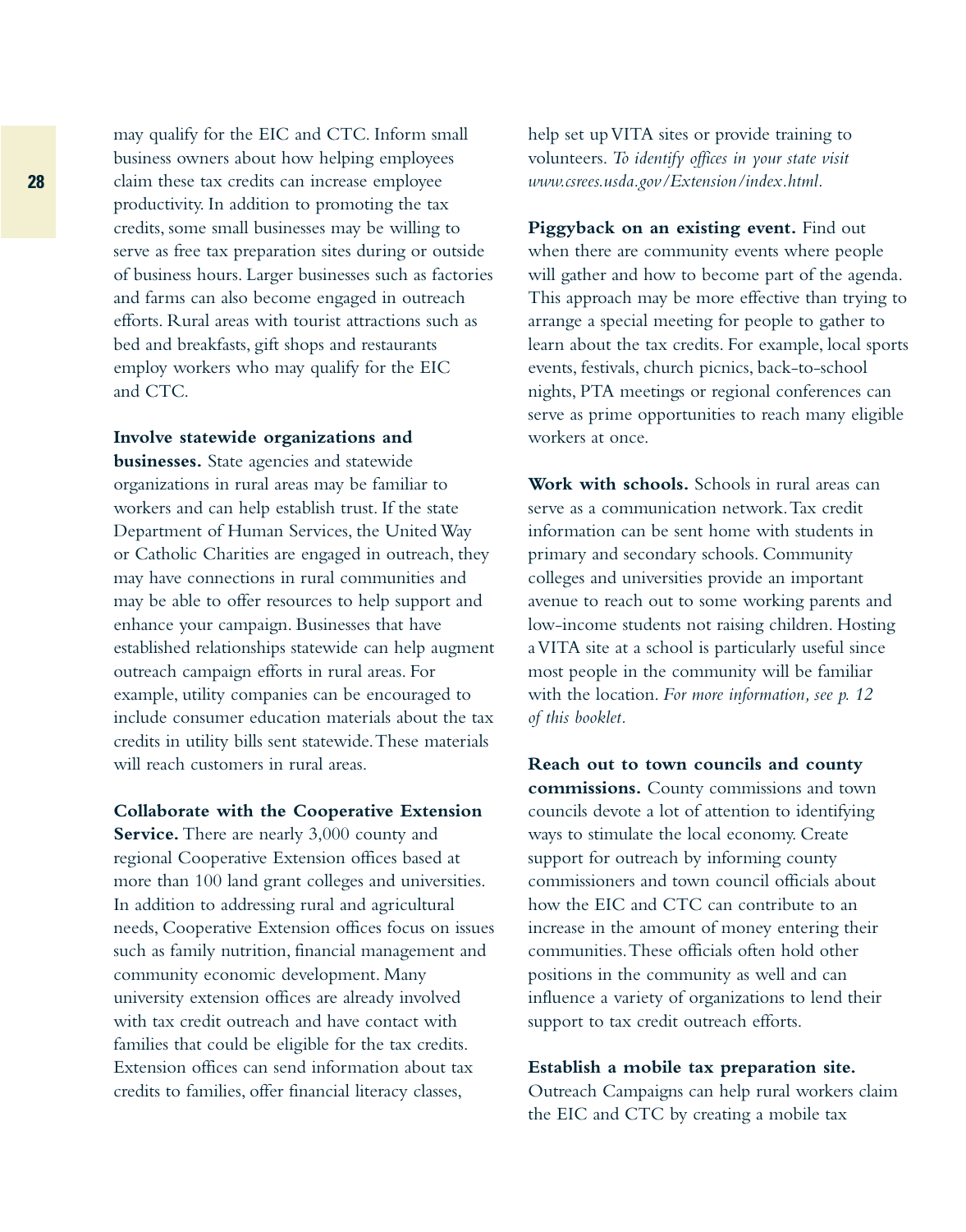may qualify for the EIC and CTC. Inform small business owners about how helping employees claim these tax credits can increase employee productivity. In addition to promoting the tax credits, some small businesses may be willing to serve as free tax preparation sites during or outside of business hours. Larger businesses such as factories and farms can also become engaged in outreach efforts. Rural areas with tourist attractions such as bed and breakfasts, gift shops and restaurants employ workers who may qualify for the EIC and CTC.

**Involve statewide organizations and businesses.** State agencies and statewide organizations in rural areas may be familiar to workers and can help establish trust. If the state Department of Human Services, the United Way or Catholic Charities are engaged in outreach, they may have connections in rural communities and may be able to offer resources to help support and enhance your campaign. Businesses that have established relationships statewide can help augment outreach campaign efforts in rural areas. For example, utility companies can be encouraged to include consumer education materials about the tax credits in utility bills sent statewide. These materials will reach customers in rural areas.

**Collaborate with the Cooperative Extension Service.** There are nearly 3,000 county and regional Cooperative Extension offices based at more than 100 land grant colleges and universities. In addition to addressing rural and agricultural needs, Cooperative Extension offices focus on issues such as family nutrition, financial management and community economic development. Many university extension offices are already involved with tax credit outreach and have contact with families that could be eligible for the tax credits. Extension offices can send information about tax credits to families, offer financial literacy classes, help set up VITA sites or provide training to volunteers. *To identify offices in your state visit www.csrees.usda.gov/Extension/index.html.*

**Piggyback on an existing event.** Find out when there are community events where people will gather and how to become part of the agenda. This approach may be more effective than trying to arrange a special meeting for people to gather to learn about the tax credits. For example, local sports events, festivals, church picnics, back-to-school nights, PTA meetings or regional conferences can serve as prime opportunities to reach many eligible workers at once.

**Work with schools.** Schools in rural areas can serve as a communication network. Tax credit information can be sent home with students in primary and secondary schools. Community colleges and universities provide an important avenue to reach out to some working parents and low-income students not raising children. Hosting a VITA site at a school is particularly useful since most people in the community will be familiar with the location. *For more information, see p. 12 of this booklet.*

**Reach out to town councils and county commissions.** County commissions and town councils devote a lot of attention to identifying ways to stimulate the local economy. Create support for outreach by informing county commissioners and town council officials about how the EIC and CTC can contribute to an increase in the amount of money entering their communities. These officials often hold other positions in the community as well and can influence a variety of organizations to lend their support to tax credit outreach efforts.

**Establish a mobile tax preparation site.** Outreach Campaigns can help rural workers claim the EIC and CTC by creating a mobile tax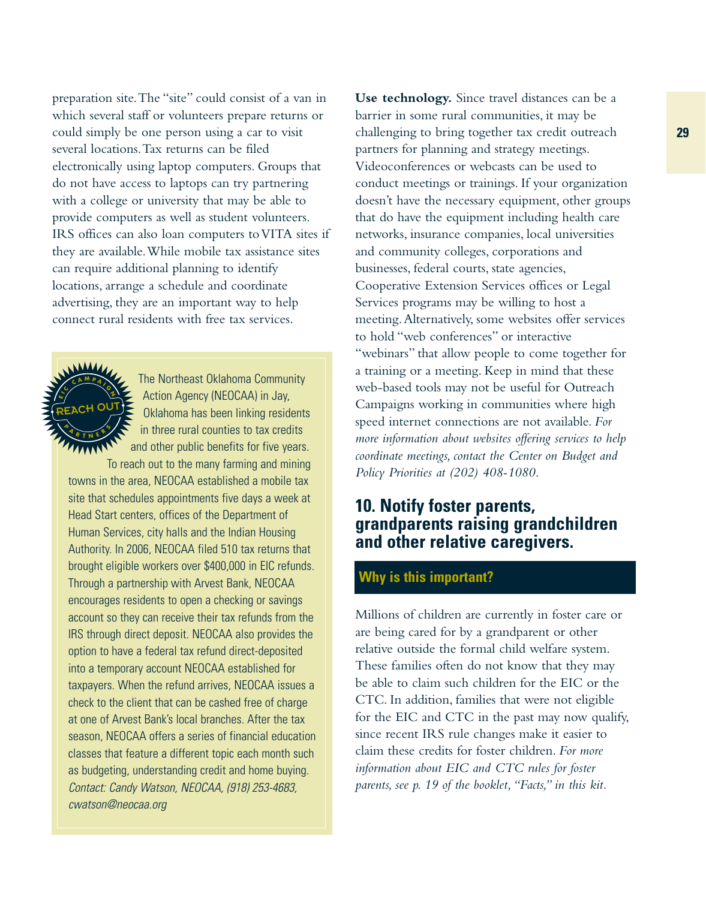preparation site. The "site" could consist of a van in which several staff or volunteers prepare returns or could simply be one person using a car to visit several locations. Tax returns can be filed electronically using laptop computers. Groups that do not have access to laptops can try partnering with a college or university that may be able to provide computers as well as student volunteers. IRS offices can also loan computers to VITA sites if they are available. While mobile tax assistance sites can require additional planning to identify locations, arrange a schedule and coordinate advertising, they are an important way to help connect rural residents with free tax services.

> **EIC CAMPAIGN REACH OUT PARTNERS**
>
> The Northeast Oklahoma Community Action Agency (NEOCAA) in Jay, Oklahoma has been linking residents in three rural counties to tax credits and other public benefits for five years. To reach out to the many farming and mining towns in the area, NEOCAA established a mobile tax site that schedules appointments five days a week at Head Start centers, offices of the Department of Human Services, city halls and the Indian Housing Authority. In 2006, NEOCAA filed 510 tax returns that brought eligible workers over $400,000 in EIC refunds. Through a partnership with Arvest Bank, NEOCAA encourages residents to open a checking or savings account so they can receive their tax refunds from the IRS through direct deposit. NEOCAA also provides the option to have a federal tax refund direct-deposited into a temporary account NEOCAA established for taxpayers. When the refund arrives, NEOCAA issues a check to the client that can be cashed free of charge at one of Arvest Bank's local branches. After the tax season, NEOCAA offers a series of financial education classes that feature a different topic each month such as budgeting, understanding credit and home buying. *Contact: Candy Watson, NEOCAA, (918) 253-4683, cwatson@neocaa.org*

**Use technology.** Since travel distances can be a barrier in some rural communities, it may be challenging to bring together tax credit outreach partners for planning and strategy meetings. Videoconferences or webcasts can be used to conduct meetings or trainings. If your organization doesn't have the necessary equipment, other groups that do have the equipment including health care networks, insurance companies, local universities and community colleges, corporations and businesses, federal courts, state agencies, Cooperative Extension Services offices or Legal Services programs may be willing to host a meeting. Alternatively, some websites offer services to hold "web conferences" or interactive "webinars" that allow people to come together for a training or a meeting. Keep in mind that these web-based tools may not be useful for Outreach Campaigns working in communities where high speed internet connections are not available. *For more information about websites offering services to help coordinate meetings, contact the Center on Budget and Policy Priorities at (202) 408-1080.*

## 10. Notify foster parents, grandparents raising grandchildren and other relative caregivers.

### Why is this important?

Millions of children are currently in foster care or are being cared for by a grandparent or other relative outside the formal child welfare system. These families often do not know that they may be able to claim such children for the EIC or the CTC. In addition, families that were not eligible for the EIC and CTC in the past may now qualify, since recent IRS rule changes make it easier to claim these credits for foster children. *For more information about EIC and CTC rules for foster parents, see p. 19 of the booklet, "Facts," in this kit.*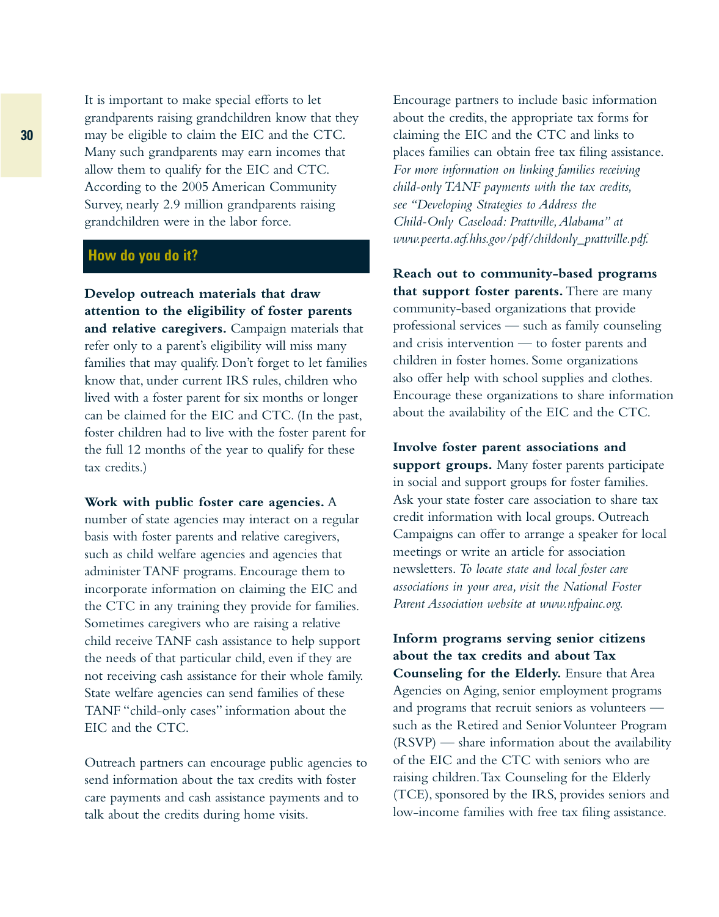It is important to make special efforts to let grandparents raising grandchildren know that they may be eligible to claim the EIC and the CTC. Many such grandparents may earn incomes that allow them to qualify for the EIC and CTC. According to the 2005 American Community Survey, nearly 2.9 million grandparents raising grandchildren were in the labor force.

## How do you do it?

**Develop outreach materials that draw attention to the eligibility of foster parents and relative caregivers.** Campaign materials that refer only to a parent's eligibility will miss many families that may qualify. Don't forget to let families know that, under current IRS rules, children who lived with a foster parent for six months or longer can be claimed for the EIC and CTC. (In the past, foster children had to live with the foster parent for the full 12 months of the year to qualify for these tax credits.)

**Work with public foster care agencies.** A number of state agencies may interact on a regular basis with foster parents and relative caregivers, such as child welfare agencies and agencies that administer TANF programs. Encourage them to incorporate information on claiming the EIC and the CTC in any training they provide for families. Sometimes caregivers who are raising a relative child receive TANF cash assistance to help support the needs of that particular child, even if they are not receiving cash assistance for their whole family. State welfare agencies can send families of these TANF "child-only cases" information about the EIC and the CTC.

Outreach partners can encourage public agencies to send information about the tax credits with foster care payments and cash assistance payments and to talk about the credits during home visits.

Encourage partners to include basic information about the credits, the appropriate tax forms for claiming the EIC and the CTC and links to places families can obtain free tax filing assistance. *For more information on linking families receiving child-only TANF payments with the tax credits, see "Developing Strategies to Address the Child-Only Caseload: Prattville, Alabama" at www.peerta.acf.hhs.gov/pdf/childonly_prattville.pdf.*

**Reach out to community-based programs that support foster parents.** There are many community-based organizations that provide professional services — such as family counseling and crisis intervention — to foster parents and children in foster homes. Some organizations also offer help with school supplies and clothes. Encourage these organizations to share information about the availability of the EIC and the CTC.

**Involve foster parent associations and support groups.** Many foster parents participate in social and support groups for foster families. Ask your state foster care association to share tax credit information with local groups. Outreach Campaigns can offer to arrange a speaker for local meetings or write an article for association newsletters. *To locate state and local foster care associations in your area, visit the National Foster Parent Association website at www.nfpainc.org.*

**Inform programs serving senior citizens about the tax credits and about Tax Counseling for the Elderly.** Ensure that Area Agencies on Aging, senior employment programs and programs that recruit seniors as volunteers — such as the Retired and Senior Volunteer Program (RSVP) — share information about the availability of the EIC and the CTC with seniors who are raising children. Tax Counseling for the Elderly (TCE), sponsored by the IRS, provides seniors and low-income families with free tax filing assistance.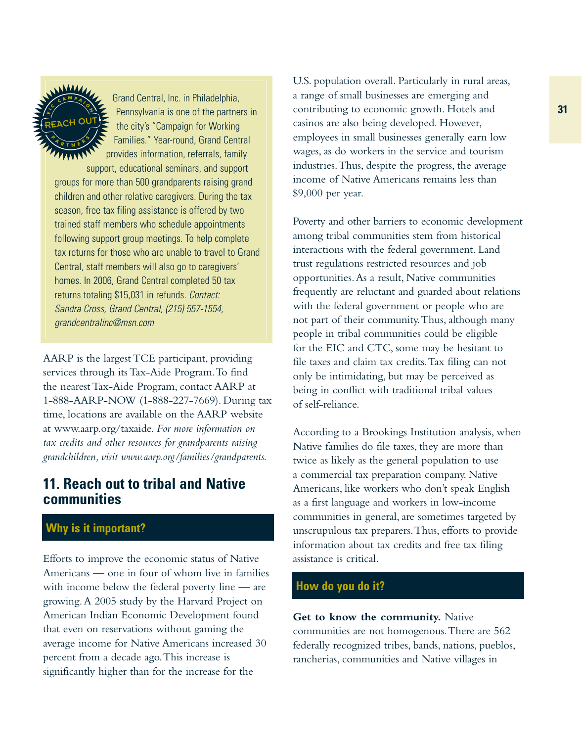Grand Central, Inc. in Philadelphia, Pennsylvania is one of the partners in the city's "Campaign for Working Families." Year-round, Grand Central provides information, referrals, family support, educational seminars, and support groups for more than 500 grandparents raising grand children and other relative caregivers. During the tax season, free tax filing assistance is offered by two trained staff members who schedule appointments following support group meetings. To help complete tax returns for those who are unable to travel to Grand Central, staff members will also go to caregivers' homes. In 2006, Grand Central completed 50 tax returns totaling $15,031 in refunds. *Contact: Sandra Cross, Grand Central, (215) 557-1554, grandcentralinc@msn.com*

AARP is the largest TCE participant, providing services through its Tax-Aide Program. To find the nearest Tax-Aide Program, contact AARP at 1-888-AARP-NOW (1-888-227-7669). During tax time, locations are available on the AARP website at www.aarp.org/taxaide. *For more information on tax credits and other resources for grandparents raising grandchildren, visit www.aarp.org/families/grandparents.*

## 11. Reach out to tribal and Native communities

### Why is it important?

Efforts to improve the economic status of Native Americans — one in four of whom live in families with income below the federal poverty line — are growing. A 2005 study by the Harvard Project on American Indian Economic Development found that even on reservations without gaming the average income for Native Americans increased 30 percent from a decade ago. This increase is significantly higher than for the increase for the U.S. population overall. Particularly in rural areas, a range of small businesses are emerging and contributing to economic growth. Hotels and casinos are also being developed. However, employees in small businesses generally earn low wages, as do workers in the service and tourism industries. Thus, despite the progress, the average income of Native Americans remains less than $9,000 per year.

Poverty and other barriers to economic development among tribal communities stem from historical interactions with the federal government. Land trust regulations restricted resources and job opportunities. As a result, Native communities frequently are reluctant and guarded about relations with the federal government or people who are not part of their community. Thus, although many people in tribal communities could be eligible for the EIC and CTC, some may be hesitant to file taxes and claim tax credits. Tax filing can not only be intimidating, but may be perceived as being in conflict with traditional tribal values of self-reliance.

According to a Brookings Institution analysis, when Native families do file taxes, they are more than twice as likely as the general population to use a commercial tax preparation company. Native Americans, like workers who don't speak English as a first language and workers in low-income communities in general, are sometimes targeted by unscrupulous tax preparers. Thus, efforts to provide information about tax credits and free tax filing assistance is critical.

### How do you do it?

**Get to know the community.** Native communities are not homogenous. There are 562 federally recognized tribes, bands, nations, pueblos, rancherias, communities and Native villages in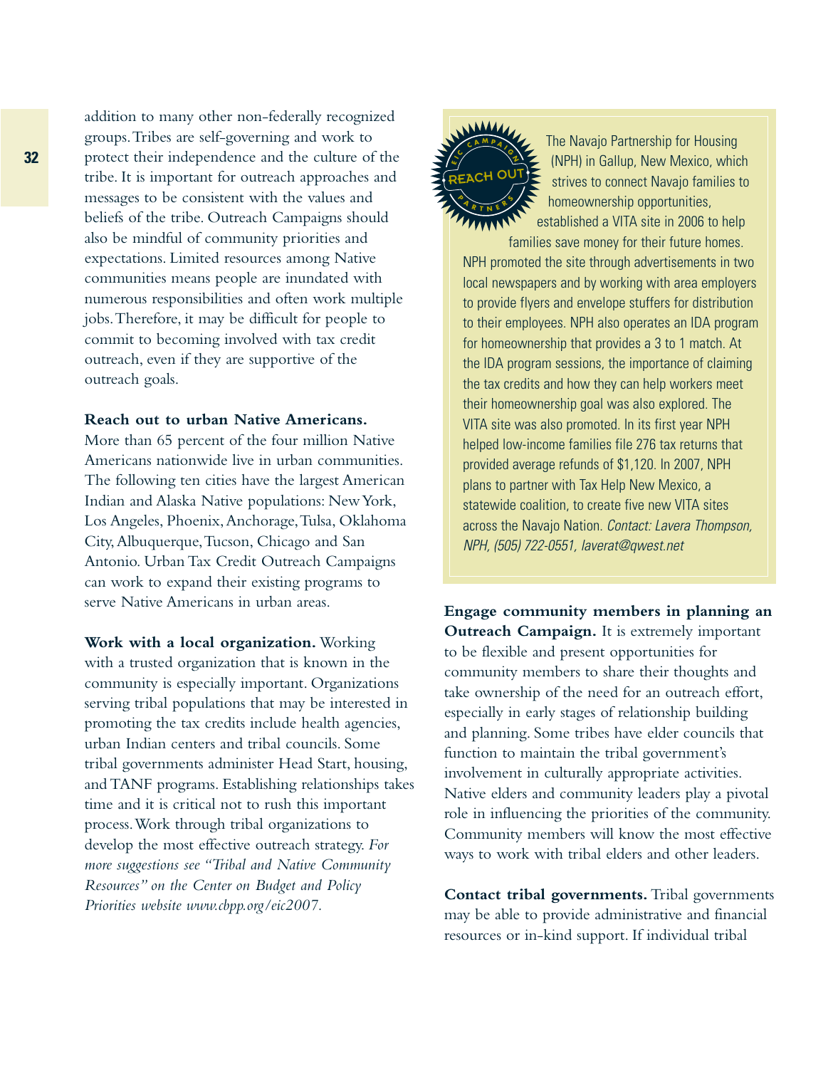addition to many other non-federally recognized groups. Tribes are self-governing and work to protect their independence and the culture of the tribe. It is important for outreach approaches and messages to be consistent with the values and beliefs of the tribe. Outreach Campaigns should also be mindful of community priorities and expectations. Limited resources among Native communities means people are inundated with numerous responsibilities and often work multiple jobs. Therefore, it may be difficult for people to commit to becoming involved with tax credit outreach, even if they are supportive of the outreach goals.

**Reach out to urban Native Americans.** More than 65 percent of the four million Native Americans nationwide live in urban communities. The following ten cities have the largest American Indian and Alaska Native populations: New York, Los Angeles, Phoenix, Anchorage, Tulsa, Oklahoma City, Albuquerque, Tucson, Chicago and San Antonio. Urban Tax Credit Outreach Campaigns can work to expand their existing programs to serve Native Americans in urban areas.

**Work with a local organization.** Working with a trusted organization that is known in the community is especially important. Organizations serving tribal populations that may be interested in promoting the tax credits include health agencies, urban Indian centers and tribal councils. Some tribal governments administer Head Start, housing, and TANF programs. Establishing relationships takes time and it is critical not to rush this important process. Work through tribal organizations to develop the most effective outreach strategy. *For more suggestions see "Tribal and Native Community Resources" on the Center on Budget and Policy Priorities website www.cbpp.org/eic2007.*

EIC CAMPAIGN REACH OUT PARTNERS

The Navajo Partnership for Housing (NPH) in Gallup, New Mexico, which strives to connect Navajo families to homeownership opportunities, established a VITA site in 2006 to help families save money for their future homes. NPH promoted the site through advertisements in two local newspapers and by working with area employers to provide flyers and envelope stuffers for distribution to their employees. NPH also operates an IDA program for homeownership that provides a 3 to 1 match. At the IDA program sessions, the importance of claiming the tax credits and how they can help workers meet their homeownership goal was also explored. The VITA site was also promoted. In its first year NPH helped low-income families file 276 tax returns that provided average refunds of $1,120. In 2007, NPH plans to partner with Tax Help New Mexico, a statewide coalition, to create five new VITA sites across the Navajo Nation. *Contact: Lavera Thompson, NPH, (505) 722-0551, laverat@qwest.net*

**Engage community members in planning an Outreach Campaign.** It is extremely important to be flexible and present opportunities for community members to share their thoughts and take ownership of the need for an outreach effort, especially in early stages of relationship building and planning. Some tribes have elder councils that function to maintain the tribal government's involvement in culturally appropriate activities. Native elders and community leaders play a pivotal role in influencing the priorities of the community. Community members will know the most effective ways to work with tribal elders and other leaders.

**Contact tribal governments.** Tribal governments may be able to provide administrative and financial resources or in-kind support. If individual tribal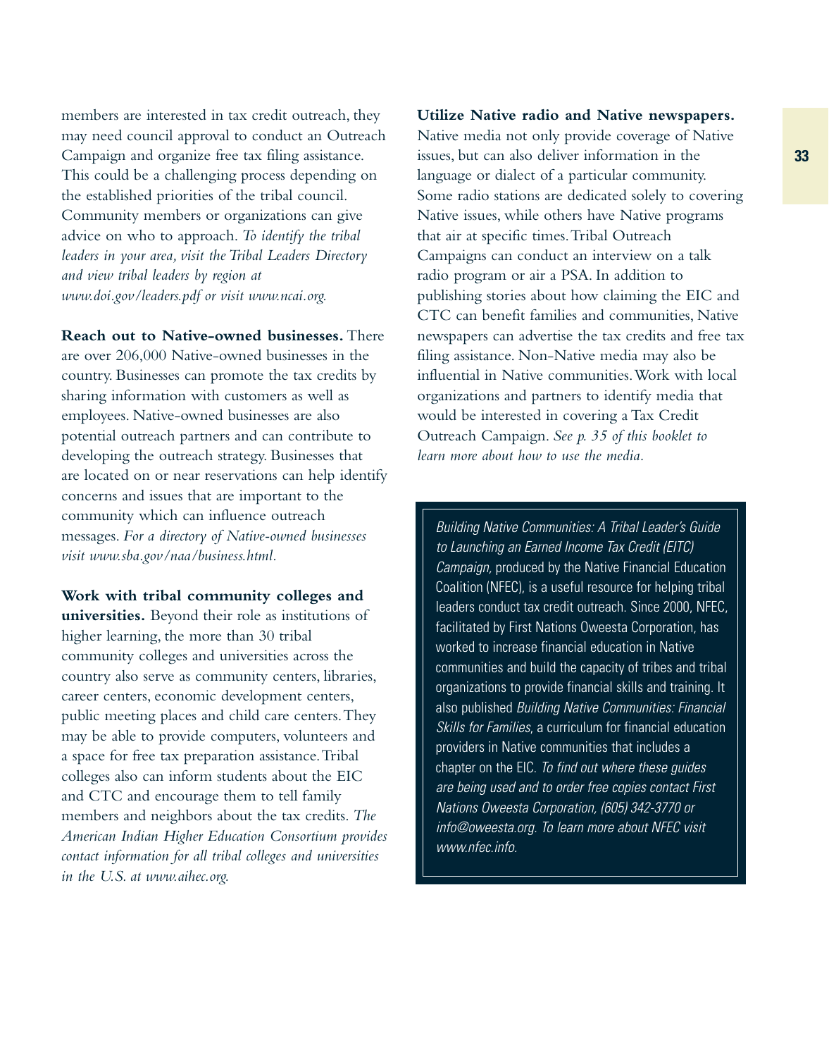members are interested in tax credit outreach, they may need council approval to conduct an Outreach Campaign and organize free tax filing assistance. This could be a challenging process depending on the established priorities of the tribal council. Community members or organizations can give advice on who to approach. *To identify the tribal leaders in your area, visit the Tribal Leaders Directory and view tribal leaders by region at www.doi.gov/leaders.pdf or visit www.ncai.org.*

**Reach out to Native-owned businesses.** There are over 206,000 Native-owned businesses in the country. Businesses can promote the tax credits by sharing information with customers as well as employees. Native-owned businesses are also potential outreach partners and can contribute to developing the outreach strategy. Businesses that are located on or near reservations can help identify concerns and issues that are important to the community which can influence outreach messages. *For a directory of Native-owned businesses visit www.sba.gov/naa/business.html.*

**Work with tribal community colleges and universities.** Beyond their role as institutions of higher learning, the more than 30 tribal community colleges and universities across the country also serve as community centers, libraries, career centers, economic development centers, public meeting places and child care centers. They may be able to provide computers, volunteers and a space for free tax preparation assistance. Tribal colleges also can inform students about the EIC and CTC and encourage them to tell family members and neighbors about the tax credits. *The American Indian Higher Education Consortium provides contact information for all tribal colleges and universities in the U.S. at www.aihec.org.*

**Utilize Native radio and Native newspapers.** Native media not only provide coverage of Native issues, but can also deliver information in the language or dialect of a particular community. Some radio stations are dedicated solely to covering Native issues, while others have Native programs that air at specific times. Tribal Outreach Campaigns can conduct an interview on a talk radio program or air a PSA. In addition to publishing stories about how claiming the EIC and CTC can benefit families and communities, Native newspapers can advertise the tax credits and free tax filing assistance. Non-Native media may also be influential in Native communities. Work with local organizations and partners to identify media that would be interested in covering a Tax Credit Outreach Campaign. *See p. 35 of this booklet to learn more about how to use the media.*

> *Building Native Communities: A Tribal Leader's Guide to Launching an Earned Income Tax Credit (EITC) Campaign,* produced by the Native Financial Education Coalition (NFEC), is a useful resource for helping tribal leaders conduct tax credit outreach. Since 2000, NFEC, facilitated by First Nations Oweesta Corporation, has worked to increase financial education in Native communities and build the capacity of tribes and tribal organizations to provide financial skills and training. It also published *Building Native Communities: Financial Skills for Families*, a curriculum for financial education providers in Native communities that includes a chapter on the EIC. *To find out where these guides are being used and to order free copies contact First Nations Oweesta Corporation, (605) 342-3770 or info@oweesta.org. To learn more about NFEC visit www.nfec.info.*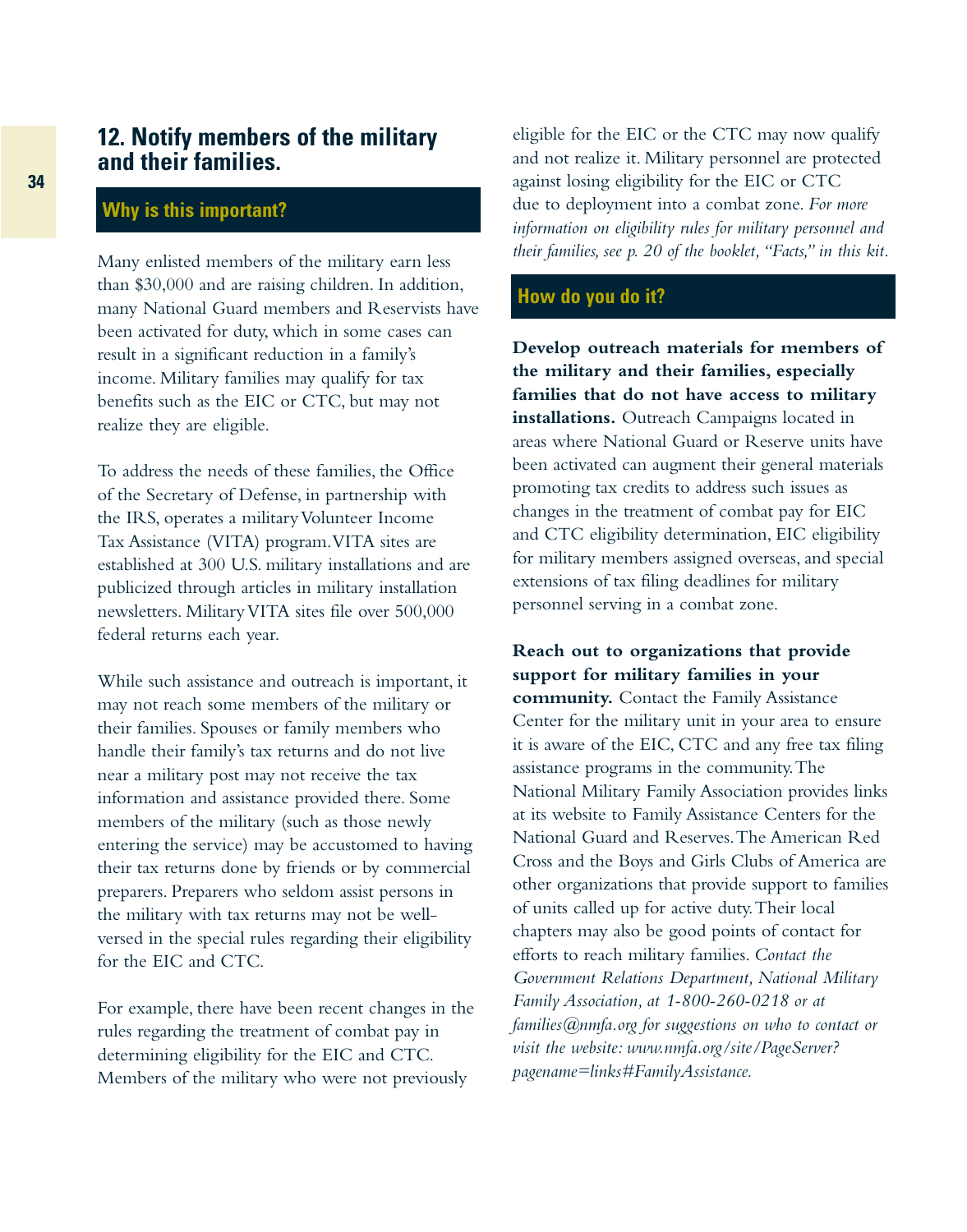## 12. Notify members of the military and their families.

### Why is this important?

Many enlisted members of the military earn less than $30,000 and are raising children. In addition, many National Guard members and Reservists have been activated for duty, which in some cases can result in a significant reduction in a family's income. Military families may qualify for tax benefits such as the EIC or CTC, but may not realize they are eligible.

To address the needs of these families, the Office of the Secretary of Defense, in partnership with the IRS, operates a military Volunteer Income Tax Assistance (VITA) program. VITA sites are established at 300 U.S. military installations and are publicized through articles in military installation newsletters. Military VITA sites file over 500,000 federal returns each year.

While such assistance and outreach is important, it may not reach some members of the military or their families. Spouses or family members who handle their family's tax returns and do not live near a military post may not receive the tax information and assistance provided there. Some members of the military (such as those newly entering the service) may be accustomed to having their tax returns done by friends or by commercial preparers. Preparers who seldom assist persons in the military with tax returns may not be well-versed in the special rules regarding their eligibility for the EIC and CTC.

For example, there have been recent changes in the rules regarding the treatment of combat pay in determining eligibility for the EIC and CTC. Members of the military who were not previously eligible for the EIC or the CTC may now qualify and not realize it. Military personnel are protected against losing eligibility for the EIC or CTC due to deployment into a combat zone. *For more information on eligibility rules for military personnel and their families, see p. 20 of the booklet, "Facts," in this kit.*

### How do you do it?

**Develop outreach materials for members of the military and their families, especially families that do not have access to military installations.** Outreach Campaigns located in areas where National Guard or Reserve units have been activated can augment their general materials promoting tax credits to address such issues as changes in the treatment of combat pay for EIC and CTC eligibility determination, EIC eligibility for military members assigned overseas, and special extensions of tax filing deadlines for military personnel serving in a combat zone.

**Reach out to organizations that provide support for military families in your community.** Contact the Family Assistance Center for the military unit in your area to ensure it is aware of the EIC, CTC and any free tax filing assistance programs in the community. The National Military Family Association provides links at its website to Family Assistance Centers for the National Guard and Reserves. The American Red Cross and the Boys and Girls Clubs of America are other organizations that provide support to families of units called up for active duty. Their local chapters may also be good points of contact for efforts to reach military families. *Contact the Government Relations Department, National Military Family Association, at 1-800-260-0218 or at families@nmfa.org for suggestions on who to contact or visit the website: www.nmfa.org/site/PageServer?pagename=links#FamilyAssistance.*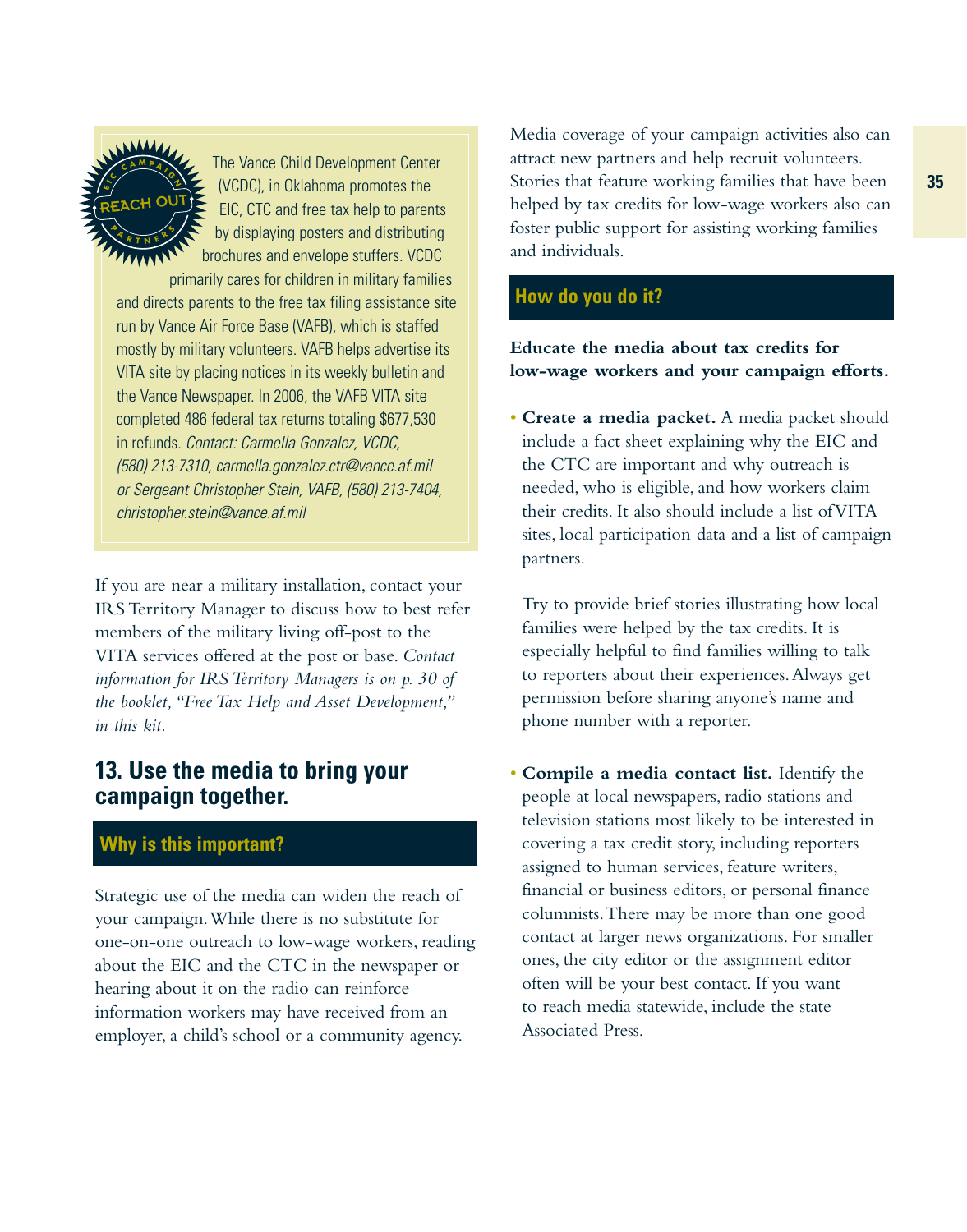EIC CAMPAIGN REACH OUT PARTNERS

The Vance Child Development Center (VCDC), in Oklahoma promotes the EIC, CTC and free tax help to parents by displaying posters and distributing brochures and envelope stuffers. VCDC primarily cares for children in military families and directs parents to the free tax filing assistance site run by Vance Air Force Base (VAFB), which is staffed mostly by military volunteers. VAFB helps advertise its VITA site by placing notices in its weekly bulletin and the Vance Newspaper. In 2006, the VAFB VITA site completed 486 federal tax returns totaling $677,530 in refunds. *Contact: Carmella Gonzalez, VCDC, (580) 213-7310, carmella.gonzalez.ctr@vance.af.mil or Sergeant Christopher Stein, VAFB, (580) 213-7404, christopher.stein@vance.af.mil*

If you are near a military installation, contact your IRS Territory Manager to discuss how to best refer members of the military living off-post to the VITA services offered at the post or base. *Contact information for IRS Territory Managers is on p. 30 of the booklet, "Free Tax Help and Asset Development," in this kit.*

## 13. Use the media to bring your campaign together.

### Why is this important?

Strategic use of the media can widen the reach of your campaign. While there is no substitute for one-on-one outreach to low-wage workers, reading about the EIC and the CTC in the newspaper or hearing about it on the radio can reinforce information workers may have received from an employer, a child's school or a community agency.

Media coverage of your campaign activities also can attract new partners and help recruit volunteers. Stories that feature working families that have been helped by tax credits for low-wage workers also can foster public support for assisting working families and individuals.

### How do you do it?

**Educate the media about tax credits for low-wage workers and your campaign efforts.**

- **Create a media packet.** A media packet should include a fact sheet explaining why the EIC and the CTC are important and why outreach is needed, who is eligible, and how workers claim their credits. It also should include a list of VITA sites, local participation data and a list of campaign partners.

  Try to provide brief stories illustrating how local families were helped by the tax credits. It is especially helpful to find families willing to talk to reporters about their experiences. Always get permission before sharing anyone's name and phone number with a reporter.

- **Compile a media contact list.** Identify the people at local newspapers, radio stations and television stations most likely to be interested in covering a tax credit story, including reporters assigned to human services, feature writers, financial or business editors, or personal finance columnists. There may be more than one good contact at larger news organizations. For smaller ones, the city editor or the assignment editor often will be your best contact. If you want to reach media statewide, include the state Associated Press.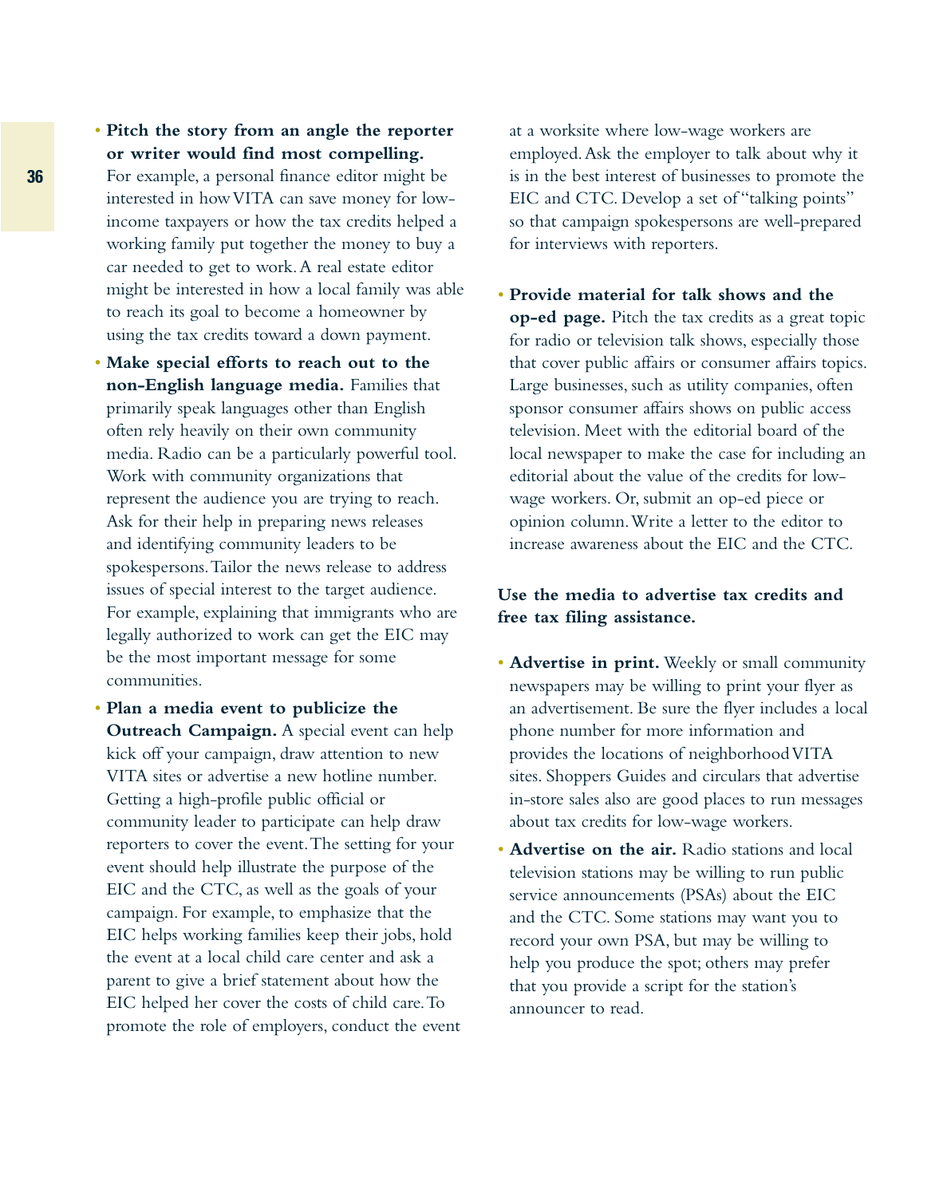- **Pitch the story from an angle the reporter or writer would find most compelling.** For example, a personal finance editor might be interested in how VITA can save money for low-income taxpayers or how the tax credits helped a working family put together the money to buy a car needed to get to work. A real estate editor might be interested in how a local family was able to reach its goal to become a homeowner by using the tax credits toward a down payment.
- **Make special efforts to reach out to the non-English language media.** Families that primarily speak languages other than English often rely heavily on their own community media. Radio can be a particularly powerful tool. Work with community organizations that represent the audience you are trying to reach. Ask for their help in preparing news releases and identifying community leaders to be spokespersons. Tailor the news release to address issues of special interest to the target audience. For example, explaining that immigrants who are legally authorized to work can get the EIC may be the most important message for some communities.
- **Plan a media event to publicize the Outreach Campaign.** A special event can help kick off your campaign, draw attention to new VITA sites or advertise a new hotline number. Getting a high-profile public official or community leader to participate can help draw reporters to cover the event. The setting for your event should help illustrate the purpose of the EIC and the CTC, as well as the goals of your campaign. For example, to emphasize that the EIC helps working families keep their jobs, hold the event at a local child care center and ask a parent to give a brief statement about how the EIC helped her cover the costs of child care. To promote the role of employers, conduct the event at a worksite where low-wage workers are employed. Ask the employer to talk about why it is in the best interest of businesses to promote the EIC and CTC. Develop a set of "talking points" so that campaign spokespersons are well-prepared for interviews with reporters.
- **Provide material for talk shows and the op-ed page.** Pitch the tax credits as a great topic for radio or television talk shows, especially those that cover public affairs or consumer affairs topics. Large businesses, such as utility companies, often sponsor consumer affairs shows on public access television. Meet with the editorial board of the local newspaper to make the case for including an editorial about the value of the credits for low-wage workers. Or, submit an op-ed piece or opinion column. Write a letter to the editor to increase awareness about the EIC and the CTC.

**Use the media to advertise tax credits and free tax filing assistance.**

- **Advertise in print.** Weekly or small community newspapers may be willing to print your flyer as an advertisement. Be sure the flyer includes a local phone number for more information and provides the locations of neighborhood VITA sites. Shoppers Guides and circulars that advertise in-store sales also are good places to run messages about tax credits for low-wage workers.
- **Advertise on the air.** Radio stations and local television stations may be willing to run public service announcements (PSAs) about the EIC and the CTC. Some stations may want you to record your own PSA, but may be willing to help you produce the spot; others may prefer that you provide a script for the station's announcer to read.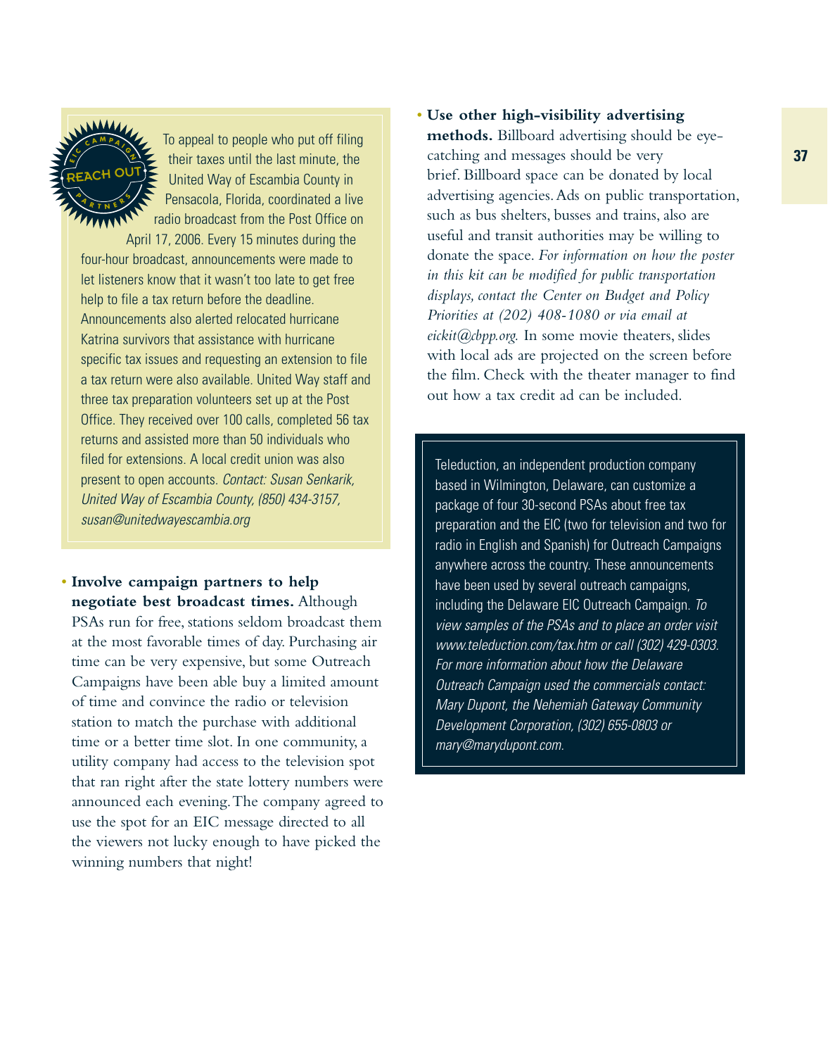EIC CAMPAIGN REACH OUT PARTNERS

To appeal to people who put off filing their taxes until the last minute, the United Way of Escambia County in Pensacola, Florida, coordinated a live radio broadcast from the Post Office on April 17, 2006. Every 15 minutes during the four-hour broadcast, announcements were made to let listeners know that it wasn't too late to get free help to file a tax return before the deadline. Announcements also alerted relocated hurricane Katrina survivors that assistance with hurricane specific tax issues and requesting an extension to file a tax return were also available. United Way staff and three tax preparation volunteers set up at the Post Office. They received over 100 calls, completed 56 tax returns and assisted more than 50 individuals who filed for extensions. A local credit union was also present to open accounts. *Contact: Susan Senkarik, United Way of Escambia County, (850) 434-3157, susan@unitedwayescambia.org*

- **Involve campaign partners to help negotiate best broadcast times.** Although PSAs run for free, stations seldom broadcast them at the most favorable times of day. Purchasing air time can be very expensive, but some Outreach Campaigns have been able buy a limited amount of time and convince the radio or television station to match the purchase with additional time or a better time slot. In one community, a utility company had access to the television spot that ran right after the state lottery numbers were announced each evening. The company agreed to use the spot for an EIC message directed to all the viewers not lucky enough to have picked the winning numbers that night!

- **Use other high-visibility advertising methods.** Billboard advertising should be eye-catching and messages should be very brief. Billboard space can be donated by local advertising agencies. Ads on public transportation, such as bus shelters, busses and trains, also are useful and transit authorities may be willing to donate the space. *For information on how the poster in this kit can be modified for public transportation displays, contact the Center on Budget and Policy Priorities at (202) 408-1080 or via email at eickit@cbpp.org.* In some movie theaters, slides with local ads are projected on the screen before the film. Check with the theater manager to find out how a tax credit ad can be included.

Teleduction, an independent production company based in Wilmington, Delaware, can customize a package of four 30-second PSAs about free tax preparation and the EIC (two for television and two for radio in English and Spanish) for Outreach Campaigns anywhere across the country. These announcements have been used by several outreach campaigns, including the Delaware EIC Outreach Campaign. *To view samples of the PSAs and to place an order visit www.teleduction.com/tax.htm or call (302) 429-0303. For more information about how the Delaware Outreach Campaign used the commercials contact: Mary Dupont, the Nehemiah Gateway Community Development Corporation, (302) 655-0803 or mary@marydupont.com.*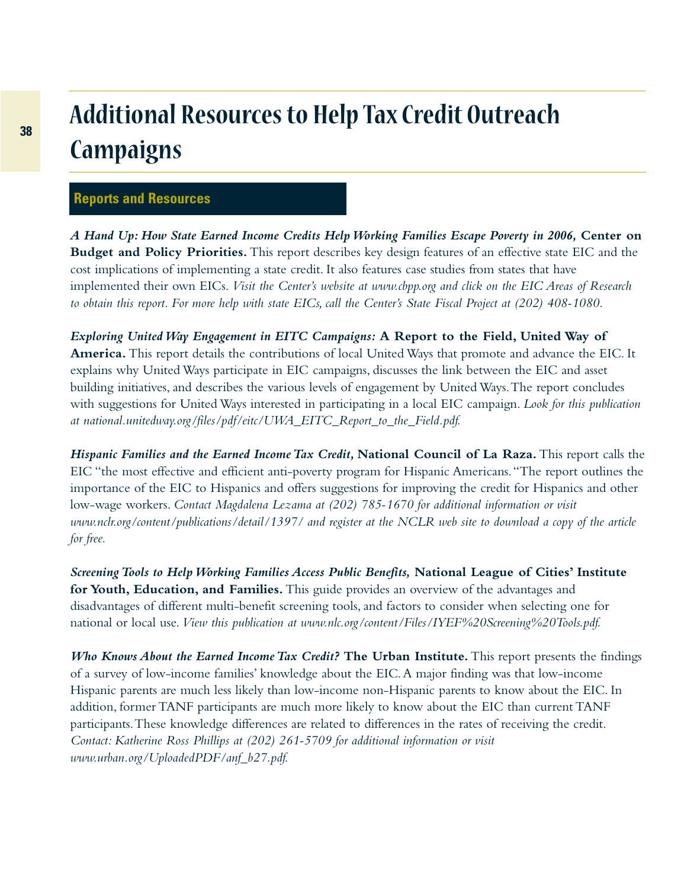# Additional Resources to Help Tax Credit Outreach Campaigns

## Reports and Resources

***A Hand Up: How State Earned Income Credits Help Working Families Escape Poverty in 2006,*** **Center on Budget and Policy Priorities.** This report describes key design features of an effective state EIC and the cost implications of implementing a state credit. It also features case studies from states that have implemented their own EICs. *Visit the Center's website at www.cbpp.org and click on the EIC Areas of Research to obtain this report. For more help with state EICs, call the Center's State Fiscal Project at (202) 408-1080.*

***Exploring United Way Engagement in EITC Campaigns:*** **A Report to the Field, United Way of America.** This report details the contributions of local United Ways that promote and advance the EIC. It explains why United Ways participate in EIC campaigns, discusses the link between the EIC and asset building initiatives, and describes the various levels of engagement by United Ways. The report concludes with suggestions for United Ways interested in participating in a local EIC campaign. *Look for this publication at national.unitedway.org/files/pdf/eitc/UWA_EITC_Report_to_the_Field.pdf.*

***Hispanic Families and the Earned Income Tax Credit,*** **National Council of La Raza.** This report calls the EIC "the most effective and efficient anti-poverty program for Hispanic Americans." The report outlines the importance of the EIC to Hispanics and offers suggestions for improving the credit for Hispanics and other low-wage workers. *Contact Magdalena Lezama at (202) 785-1670 for additional information or visit www.nclr.org/content/publications/detail/1397/ and register at the NCLR web site to download a copy of the article for free.*

***Screening Tools to Help Working Families Access Public Benefits,*** **National League of Cities' Institute for Youth, Education, and Families.** This guide provides an overview of the advantages and disadvantages of different multi-benefit screening tools, and factors to consider when selecting one for national or local use. *View this publication at www.nlc.org/content/Files/IYEF%20Screening%20Tools.pdf.*

***Who Knows About the Earned Income Tax Credit?*** **The Urban Institute.** This report presents the findings of a survey of low-income families' knowledge about the EIC. A major finding was that low-income Hispanic parents are much less likely than low-income non-Hispanic parents to know about the EIC. In addition, former TANF participants are much more likely to know about the EIC than current TANF participants. These knowledge differences are related to differences in the rates of receiving the credit. *Contact: Katherine Ross Phillips at (202) 261-5709 for additional information or visit www.urban.org/UploadedPDF/anf_b27.pdf.*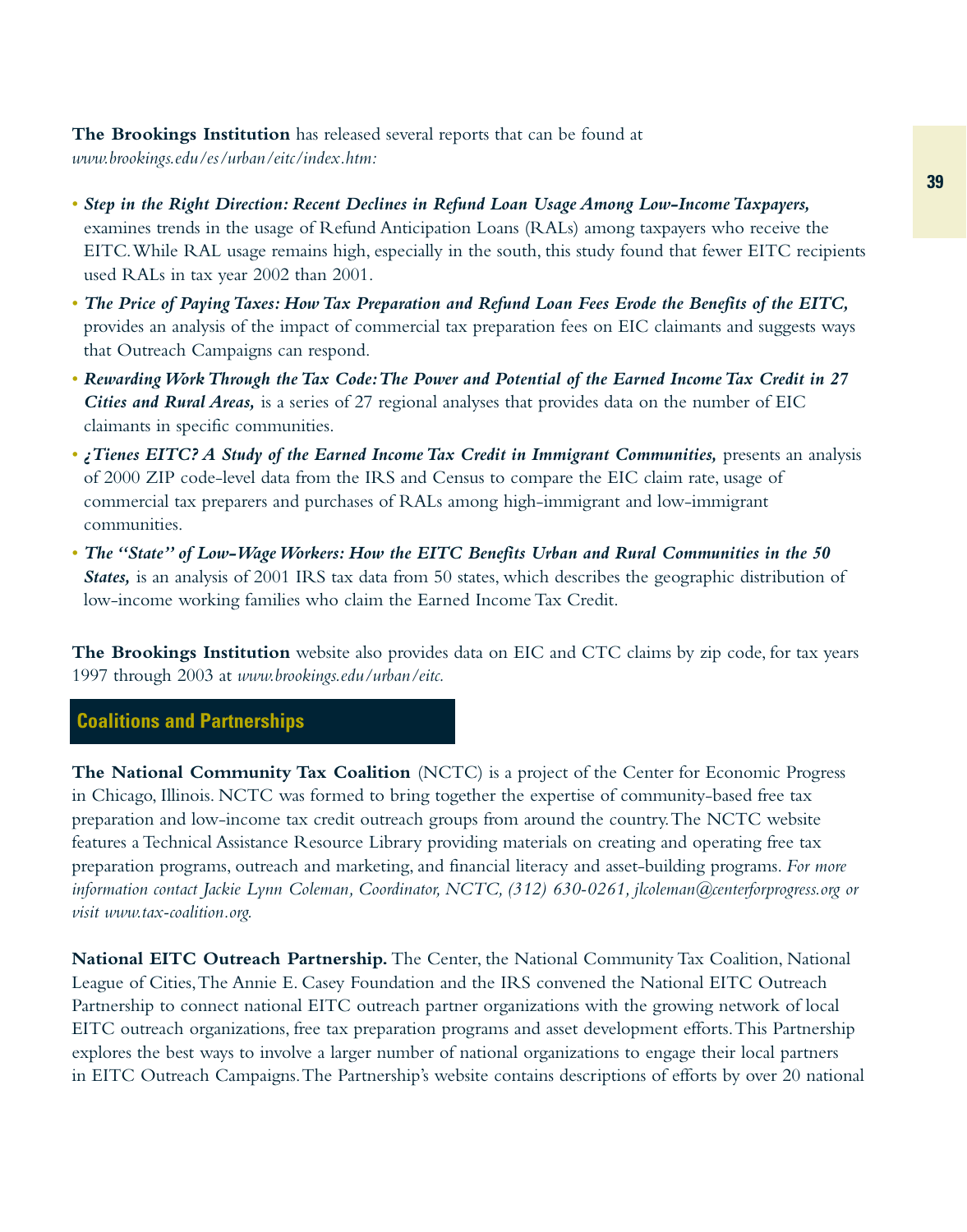**The Brookings Institution** has released several reports that can be found at *www.brookings.edu/es/urban/eitc/index.htm:*

- ***Step in the Right Direction: Recent Declines in Refund Loan Usage Among Low-Income Taxpayers,*** examines trends in the usage of Refund Anticipation Loans (RALs) among taxpayers who receive the EITC. While RAL usage remains high, especially in the south, this study found that fewer EITC recipients used RALs in tax year 2002 than 2001.
- ***The Price of Paying Taxes: How Tax Preparation and Refund Loan Fees Erode the Benefits of the EITC,*** provides an analysis of the impact of commercial tax preparation fees on EIC claimants and suggests ways that Outreach Campaigns can respond.
- ***Rewarding Work Through the Tax Code: The Power and Potential of the Earned Income Tax Credit in 27 Cities and Rural Areas,*** is a series of 27 regional analyses that provides data on the number of EIC claimants in specific communities.
- ***¿Tienes EITC? A Study of the Earned Income Tax Credit in Immigrant Communities,*** presents an analysis of 2000 ZIP code-level data from the IRS and Census to compare the EIC claim rate, usage of commercial tax preparers and purchases of RALs among high-immigrant and low-immigrant communities.
- ***The "State" of Low-Wage Workers: How the EITC Benefits Urban and Rural Communities in the 50 States,*** is an analysis of 2001 IRS tax data from 50 states, which describes the geographic distribution of low-income working families who claim the Earned Income Tax Credit.

**The Brookings Institution** website also provides data on EIC and CTC claims by zip code, for tax years 1997 through 2003 at *www.brookings.edu/urban/eitc.*

## Coalitions and Partnerships

**The National Community Tax Coalition** (NCTC) is a project of the Center for Economic Progress in Chicago, Illinois. NCTC was formed to bring together the expertise of community-based free tax preparation and low-income tax credit outreach groups from around the country. The NCTC website features a Technical Assistance Resource Library providing materials on creating and operating free tax preparation programs, outreach and marketing, and financial literacy and asset-building programs. *For more information contact Jackie Lynn Coleman, Coordinator, NCTC, (312) 630-0261, jlcoleman@centerforprogress.org or visit www.tax-coalition.org.*

**National EITC Outreach Partnership.** The Center, the National Community Tax Coalition, National League of Cities, The Annie E. Casey Foundation and the IRS convened the National EITC Outreach Partnership to connect national EITC outreach partner organizations with the growing network of local EITC outreach organizations, free tax preparation programs and asset development efforts. This Partnership explores the best ways to involve a larger number of national organizations to engage their local partners in EITC Outreach Campaigns. The Partnership's website contains descriptions of efforts by over 20 national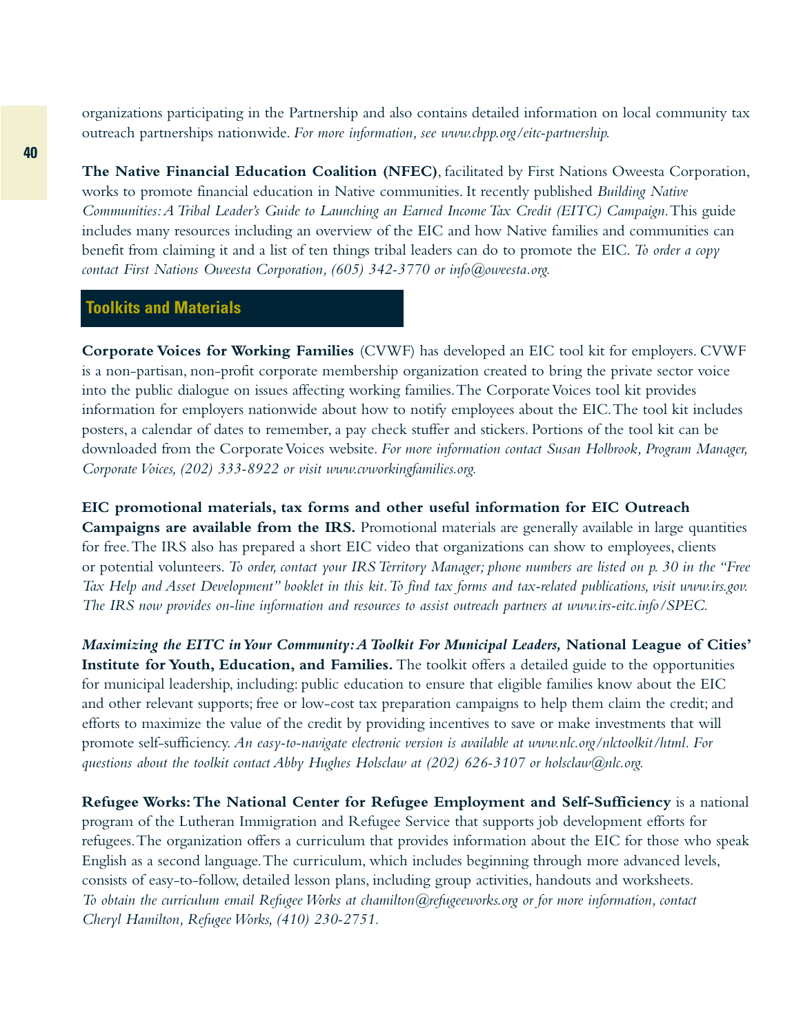organizations participating in the Partnership and also contains detailed information on local community tax outreach partnerships nationwide. *For more information, see www.cbpp.org/eitc-partnership.*

**The Native Financial Education Coalition (NFEC)**, facilitated by First Nations Oweesta Corporation, works to promote financial education in Native communities. It recently published *Building Native Communities: A Tribal Leader's Guide to Launching an Earned Income Tax Credit (EITC) Campaign.* This guide includes many resources including an overview of the EIC and how Native families and communities can benefit from claiming it and a list of ten things tribal leaders can do to promote the EIC. *To order a copy contact First Nations Oweesta Corporation, (605) 342-3770 or info@oweesta.org.*

## Toolkits and Materials

**Corporate Voices for Working Families** (CVWF) has developed an EIC tool kit for employers. CVWF is a non-partisan, non-profit corporate membership organization created to bring the private sector voice into the public dialogue on issues affecting working families. The Corporate Voices tool kit provides information for employers nationwide about how to notify employees about the EIC. The tool kit includes posters, a calendar of dates to remember, a pay check stuffer and stickers. Portions of the tool kit can be downloaded from the Corporate Voices website. *For more information contact Susan Holbrook, Program Manager, Corporate Voices, (202) 333-8922 or visit www.cvworkingfamilies.org.*

**EIC promotional materials, tax forms and other useful information for EIC Outreach Campaigns are available from the IRS.** Promotional materials are generally available in large quantities for free. The IRS also has prepared a short EIC video that organizations can show to employees, clients or potential volunteers. *To order, contact your IRS Territory Manager; phone numbers are listed on p. 30 in the "Free Tax Help and Asset Development" booklet in this kit. To find tax forms and tax-related publications, visit www.irs.gov. The IRS now provides on-line information and resources to assist outreach partners at www.irs-eitc.info/SPEC.*

***Maximizing the EITC in Your Community: A Toolkit For Municipal Leaders,* National League of Cities' Institute for Youth, Education, and Families.** The toolkit offers a detailed guide to the opportunities for municipal leadership, including: public education to ensure that eligible families know about the EIC and other relevant supports; free or low-cost tax preparation campaigns to help them claim the credit; and efforts to maximize the value of the credit by providing incentives to save or make investments that will promote self-sufficiency. *An easy-to-navigate electronic version is available at www.nlc.org/nlctoolkit/html. For questions about the toolkit contact Abby Hughes Holsclaw at (202) 626-3107 or holsclaw@nlc.org.*

**Refugee Works: The National Center for Refugee Employment and Self-Sufficiency** is a national program of the Lutheran Immigration and Refugee Service that supports job development efforts for refugees. The organization offers a curriculum that provides information about the EIC for those who speak English as a second language. The curriculum, which includes beginning through more advanced levels, consists of easy-to-follow, detailed lesson plans, including group activities, handouts and worksheets. *To obtain the curriculum email Refugee Works at chamilton@refugeeworks.org or for more information, contact Cheryl Hamilton, Refugee Works, (410) 230-2751.*